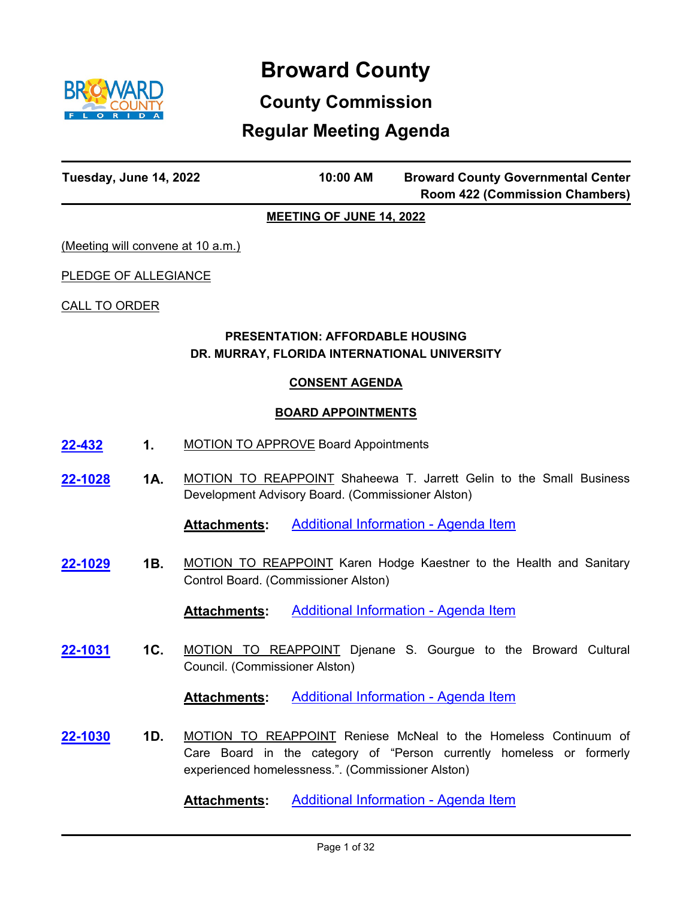# Broward County

## County Commission

## Regular Meeting Agenda

**Tuesday, June 14, 2022** | **10:00 AM** | **Broward County Governmental Center Room 422 (Commission Chambers)**

**MEETING OF JUNE 14, 2022**

(Meeting will convene at 10 a.m.)

PLEDGE OF ALLEGIANCE

CALL TO ORDER

**PRESENTATION: AFFORDABLE HOUSING**
**DR. MURRAY, FLORIDA INTERNATIONAL UNIVERSITY**

**CONSENT AGENDA**

**BOARD APPOINTMENTS**

**22-432** **1.** MOTION TO APPROVE Board Appointments

**22-1028** **1A.** MOTION TO REAPPOINT Shaheewa T. Jarrett Gelin to the Small Business Development Advisory Board. (Commissioner Alston)

**Attachments:** Additional Information - Agenda Item

**22-1029** **1B.** MOTION TO REAPPOINT Karen Hodge Kaestner to the Health and Sanitary Control Board. (Commissioner Alston)

**Attachments:** Additional Information - Agenda Item

**22-1031** **1C.** MOTION TO REAPPOINT Djenane S. Gourgue to the Broward Cultural Council. (Commissioner Alston)

**Attachments:** Additional Information - Agenda Item

**22-1030** **1D.** MOTION TO REAPPOINT Reniese McNeal to the Homeless Continuum of Care Board in the category of “Person currently homeless or formerly experienced homelessness.”. (Commissioner Alston)

**Attachments:** Additional Information - Agenda Item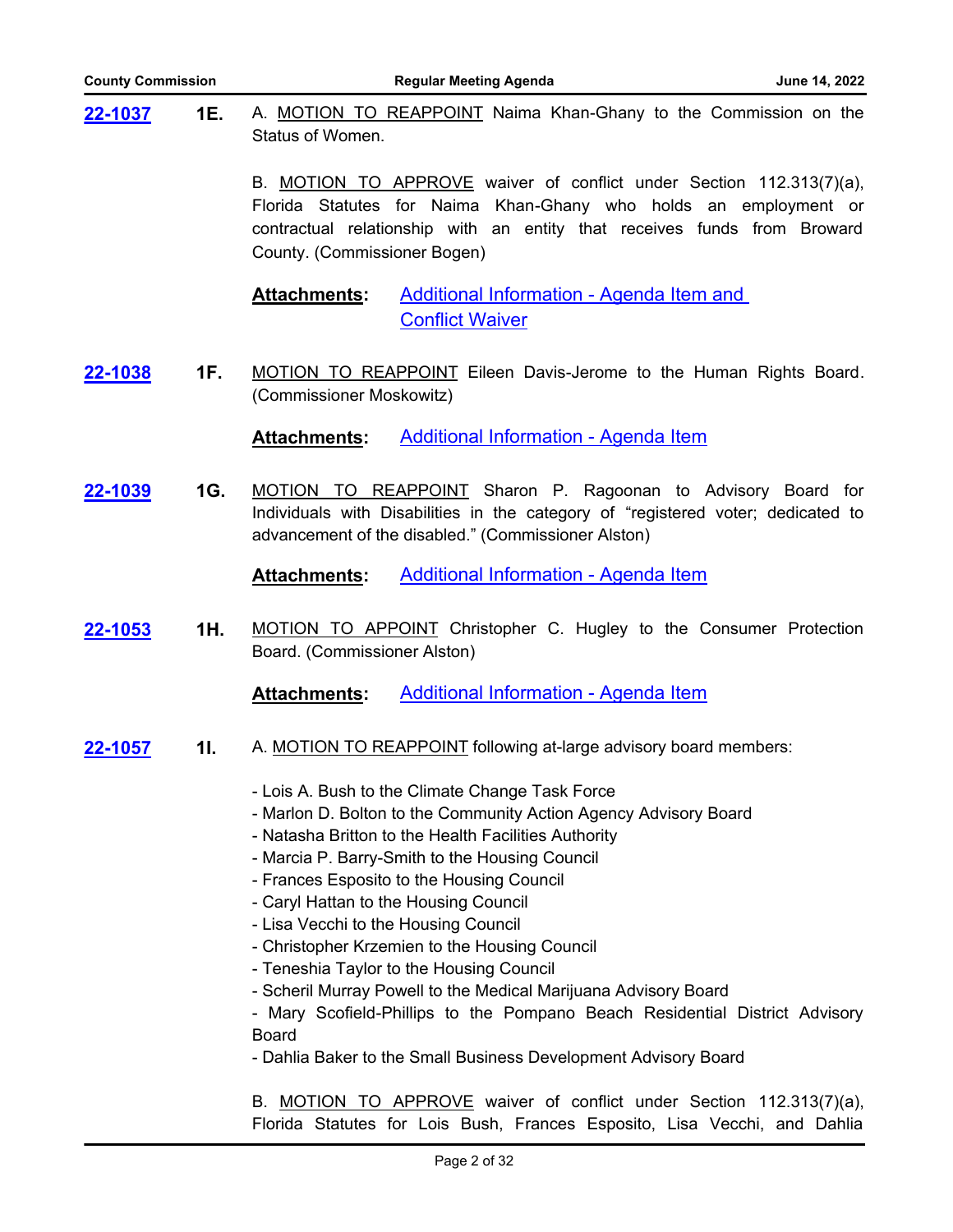**22-1037** **1E.** A. MOTION TO REAPPOINT Naima Khan-Ghany to the Commission on the Status of Women.

B. MOTION TO APPROVE waiver of conflict under Section 112.313(7)(a), Florida Statutes for Naima Khan-Ghany who holds an employment or contractual relationship with an entity that receives funds from Broward County. (Commissioner Bogen)

**Attachments:** Additional Information - Agenda Item and Conflict Waiver

**22-1038** **1F.** MOTION TO REAPPOINT Eileen Davis-Jerome to the Human Rights Board. (Commissioner Moskowitz)

**Attachments:** Additional Information - Agenda Item

**22-1039** **1G.** MOTION TO REAPPOINT Sharon P. Ragoonan to Advisory Board for Individuals with Disabilities in the category of "registered voter; dedicated to advancement of the disabled." (Commissioner Alston)

**Attachments:** Additional Information - Agenda Item

**22-1053** **1H.** MOTION TO APPOINT Christopher C. Hugley to the Consumer Protection Board. (Commissioner Alston)

**Attachments:** Additional Information - Agenda Item

**22-1057** **1I.** A. MOTION TO REAPPOINT following at-large advisory board members:

- Lois A. Bush to the Climate Change Task Force
- Marlon D. Bolton to the Community Action Agency Advisory Board
- Natasha Britton to the Health Facilities Authority
- Marcia P. Barry-Smith to the Housing Council
- Frances Esposito to the Housing Council
- Caryl Hattan to the Housing Council
- Lisa Vecchi to the Housing Council
- Christopher Krzemien to the Housing Council
- Teneshia Taylor to the Housing Council
- Scheril Murray Powell to the Medical Marijuana Advisory Board
- Mary Scofield-Phillips to the Pompano Beach Residential District Advisory Board
- Dahlia Baker to the Small Business Development Advisory Board

B. MOTION TO APPROVE waiver of conflict under Section 112.313(7)(a), Florida Statutes for Lois Bush, Frances Esposito, Lisa Vecchi, and Dahlia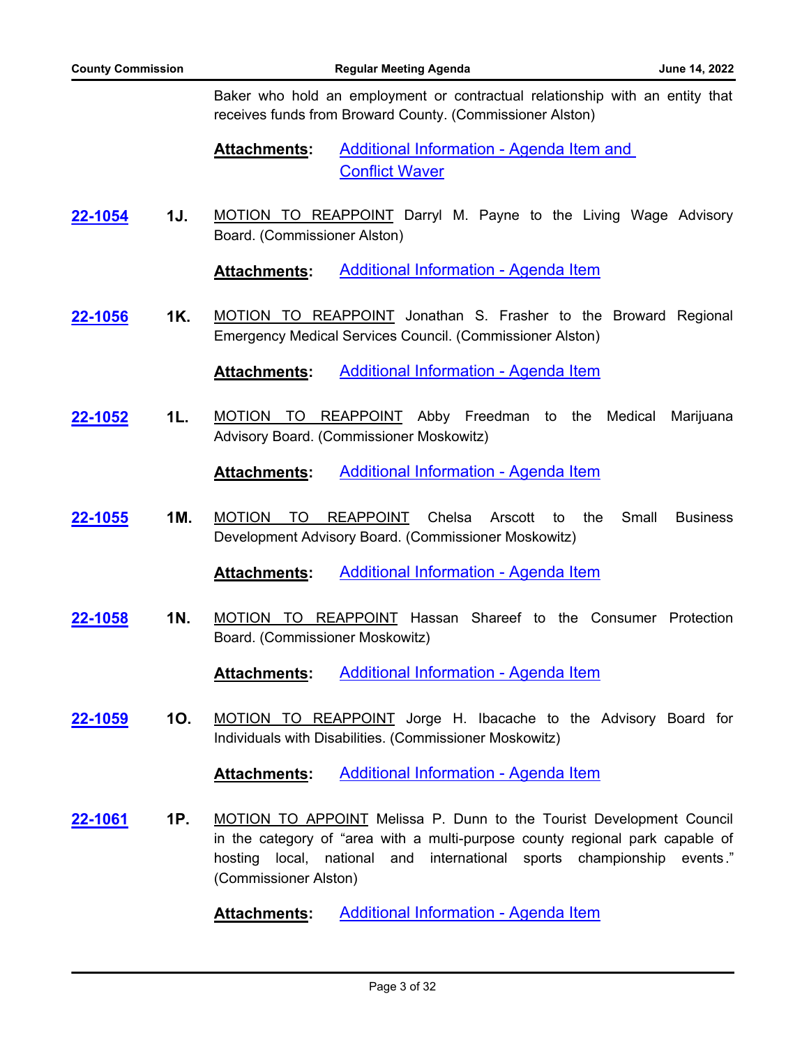Baker who hold an employment or contractual relationship with an entity that receives funds from Broward County. (Commissioner Alston)

**Attachments:** Additional Information - Agenda Item and Conflict Waver

**22-1054** **1J.** MOTION TO REAPPOINT Darryl M. Payne to the Living Wage Advisory Board. (Commissioner Alston)

**Attachments:** Additional Information - Agenda Item

**22-1056** **1K.** MOTION TO REAPPOINT Jonathan S. Frasher to the Broward Regional Emergency Medical Services Council. (Commissioner Alston)

**Attachments:** Additional Information - Agenda Item

**22-1052** **1L.** MOTION TO REAPPOINT Abby Freedman to the Medical Marijuana Advisory Board. (Commissioner Moskowitz)

**Attachments:** Additional Information - Agenda Item

**22-1055** **1M.** MOTION TO REAPPOINT Chelsa Arscott to the Small Business Development Advisory Board. (Commissioner Moskowitz)

**Attachments:** Additional Information - Agenda Item

**22-1058** **1N.** MOTION TO REAPPOINT Hassan Shareef to the Consumer Protection Board. (Commissioner Moskowitz)

**Attachments:** Additional Information - Agenda Item

**22-1059** **1O.** MOTION TO REAPPOINT Jorge H. Ibacache to the Advisory Board for Individuals with Disabilities. (Commissioner Moskowitz)

**Attachments:** Additional Information - Agenda Item

**22-1061** **1P.** MOTION TO APPOINT Melissa P. Dunn to the Tourist Development Council in the category of "area with a multi-purpose county regional park capable of hosting local, national and international sports championship events." (Commissioner Alston)

**Attachments:** Additional Information - Agenda Item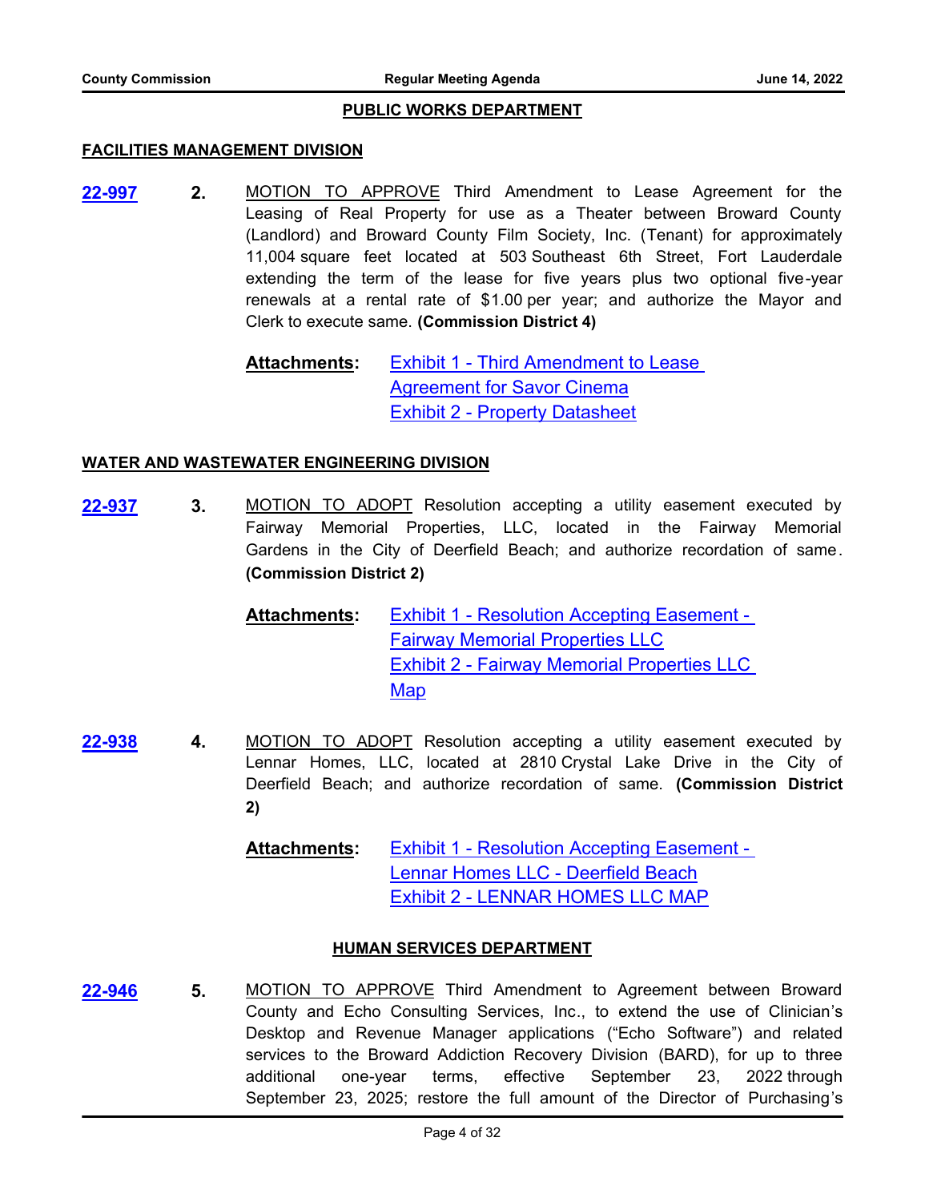## PUBLIC WORKS DEPARTMENT

### FACILITIES MANAGEMENT DIVISION

**22-997** **2.** MOTION TO APPROVE Third Amendment to Lease Agreement for the Leasing of Real Property for use as a Theater between Broward County (Landlord) and Broward County Film Society, Inc. (Tenant) for approximately 11,004 square feet located at 503 Southeast 6th Street, Fort Lauderdale extending the term of the lease for five years plus two optional five-year renewals at a rental rate of $1.00 per year; and authorize the Mayor and Clerk to execute same. **(Commission District 4)**

**Attachments:** Exhibit 1 - Third Amendment to Lease Agreement for Savor Cinema
Exhibit 2 - Property Datasheet

### WATER AND WASTEWATER ENGINEERING DIVISION

**22-937** **3.** MOTION TO ADOPT Resolution accepting a utility easement executed by Fairway Memorial Properties, LLC, located in the Fairway Memorial Gardens in the City of Deerfield Beach; and authorize recordation of same. **(Commission District 2)**

**Attachments:** Exhibit 1 - Resolution Accepting Easement - Fairway Memorial Properties LLC
Exhibit 2 - Fairway Memorial Properties LLC Map

**22-938** **4.** MOTION TO ADOPT Resolution accepting a utility easement executed by Lennar Homes, LLC, located at 2810 Crystal Lake Drive in the City of Deerfield Beach; and authorize recordation of same. **(Commission District 2)**

**Attachments:** Exhibit 1 - Resolution Accepting Easement - Lennar Homes LLC - Deerfield Beach
Exhibit 2 - LENNAR HOMES LLC MAP

## HUMAN SERVICES DEPARTMENT

**22-946** **5.** MOTION TO APPROVE Third Amendment to Agreement between Broward County and Echo Consulting Services, Inc., to extend the use of Clinician's Desktop and Revenue Manager applications ("Echo Software") and related services to the Broward Addiction Recovery Division (BARD), for up to three additional one-year terms, effective September 23, 2022 through September 23, 2025; restore the full amount of the Director of Purchasing's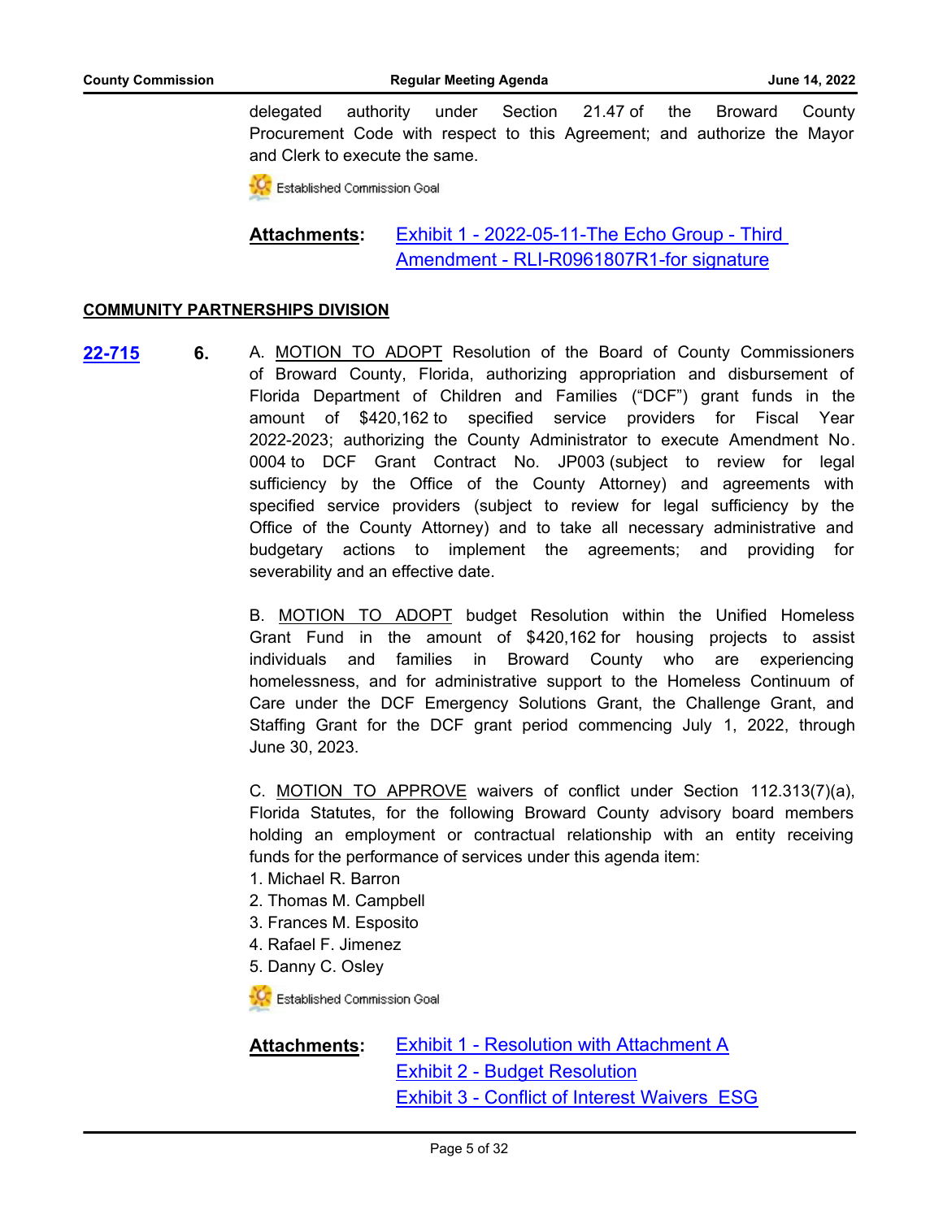delegated authority under Section 21.47 of the Broward County Procurement Code with respect to this Agreement; and authorize the Mayor and Clerk to execute the same.

Established Commission Goal

**Attachments:** Exhibit 1 - 2022-05-11-The Echo Group - Third Amendment - RLI-R0961807R1-for signature

## COMMUNITY PARTNERSHIPS DIVISION

**22-715** **6.** A. MOTION TO ADOPT Resolution of the Board of County Commissioners of Broward County, Florida, authorizing appropriation and disbursement of Florida Department of Children and Families ("DCF") grant funds in the amount of $420,162 to specified service providers for Fiscal Year 2022-2023; authorizing the County Administrator to execute Amendment No. 0004 to DCF Grant Contract No. JP003 (subject to review for legal sufficiency by the Office of the County Attorney) and agreements with specified service providers (subject to review for legal sufficiency by the Office of the County Attorney) and to take all necessary administrative and budgetary actions to implement the agreements; and providing for severability and an effective date.

B. MOTION TO ADOPT budget Resolution within the Unified Homeless Grant Fund in the amount of $420,162 for housing projects to assist individuals and families in Broward County who are experiencing homelessness, and for administrative support to the Homeless Continuum of Care under the DCF Emergency Solutions Grant, the Challenge Grant, and Staffing Grant for the DCF grant period commencing July 1, 2022, through June 30, 2023.

C. MOTION TO APPROVE waivers of conflict under Section 112.313(7)(a), Florida Statutes, for the following Broward County advisory board members holding an employment or contractual relationship with an entity receiving funds for the performance of services under this agenda item:

1. Michael R. Barron
2. Thomas M. Campbell
3. Frances M. Esposito
4. Rafael F. Jimenez
5. Danny C. Osley

Established Commission Goal

**Attachments:** Exhibit 1 - Resolution with Attachment A
Exhibit 2 - Budget Resolution
Exhibit 3 - Conflict of Interest Waivers ESG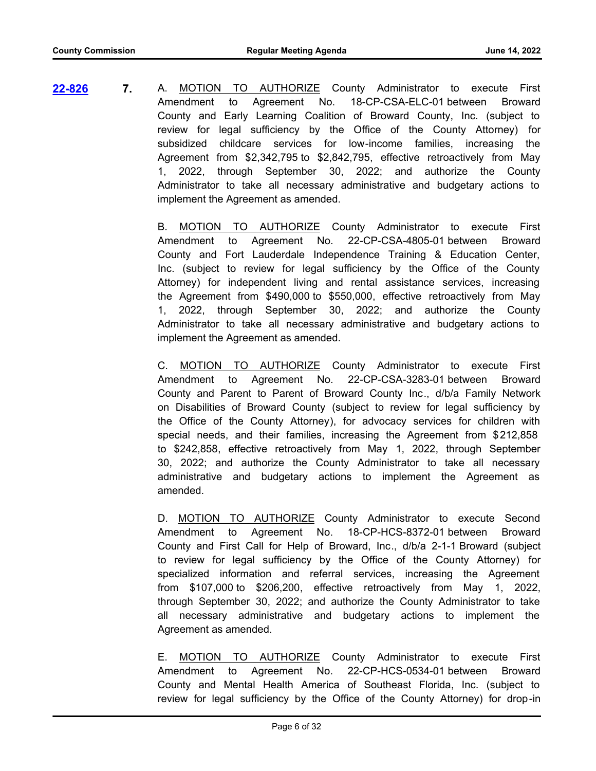**22-826** **7.** A. <u>MOTION TO AUTHORIZE</u> County Administrator to execute First Amendment to Agreement No. 18-CP-CSA-ELC-01 between Broward County and Early Learning Coalition of Broward County, Inc. (subject to review for legal sufficiency by the Office of the County Attorney) for subsidized childcare services for low-income families, increasing the Agreement from $2,342,795 to $2,842,795, effective retroactively from May 1, 2022, through September 30, 2022; and authorize the County Administrator to take all necessary administrative and budgetary actions to implement the Agreement as amended.

B. <u>MOTION TO AUTHORIZE</u> County Administrator to execute First Amendment to Agreement No. 22-CP-CSA-4805-01 between Broward County and Fort Lauderdale Independence Training & Education Center, Inc. (subject to review for legal sufficiency by the Office of the County Attorney) for independent living and rental assistance services, increasing the Agreement from $490,000 to $550,000, effective retroactively from May 1, 2022, through September 30, 2022; and authorize the County Administrator to take all necessary administrative and budgetary actions to implement the Agreement as amended.

C. <u>MOTION TO AUTHORIZE</u> County Administrator to execute First Amendment to Agreement No. 22-CP-CSA-3283-01 between Broward County and Parent to Parent of Broward County Inc., d/b/a Family Network on Disabilities of Broward County (subject to review for legal sufficiency by the Office of the County Attorney), for advocacy services for children with special needs, and their families, increasing the Agreement from $212,858 to $242,858, effective retroactively from May 1, 2022, through September 30, 2022; and authorize the County Administrator to take all necessary administrative and budgetary actions to implement the Agreement as amended.

D. <u>MOTION TO AUTHORIZE</u> County Administrator to execute Second Amendment to Agreement No. 18-CP-HCS-8372-01 between Broward County and First Call for Help of Broward, Inc., d/b/a 2-1-1 Broward (subject to review for legal sufficiency by the Office of the County Attorney) for specialized information and referral services, increasing the Agreement from $107,000 to $206,200, effective retroactively from May 1, 2022, through September 30, 2022; and authorize the County Administrator to take all necessary administrative and budgetary actions to implement the Agreement as amended.

E. <u>MOTION TO AUTHORIZE</u> County Administrator to execute First Amendment to Agreement No. 22-CP-HCS-0534-01 between Broward County and Mental Health America of Southeast Florida, Inc. (subject to review for legal sufficiency by the Office of the County Attorney) for drop-in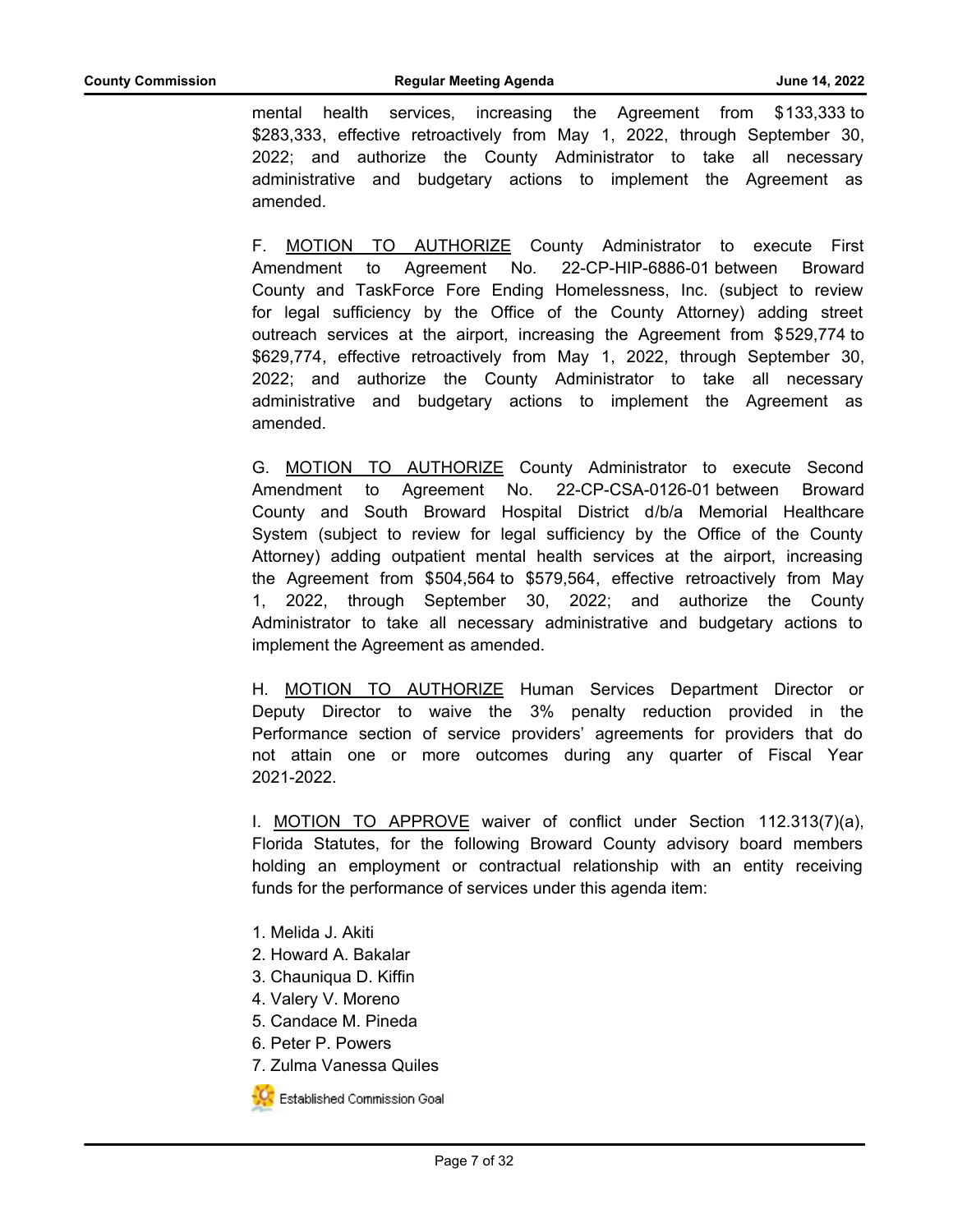mental health services, increasing the Agreement from $133,333 to $283,333, effective retroactively from May 1, 2022, through September 30, 2022; and authorize the County Administrator to take all necessary administrative and budgetary actions to implement the Agreement as amended.

F. MOTION TO AUTHORIZE County Administrator to execute First Amendment to Agreement No. 22-CP-HIP-6886-01 between Broward County and TaskForce Fore Ending Homelessness, Inc. (subject to review for legal sufficiency by the Office of the County Attorney) adding street outreach services at the airport, increasing the Agreement from $529,774 to $629,774, effective retroactively from May 1, 2022, through September 30, 2022; and authorize the County Administrator to take all necessary administrative and budgetary actions to implement the Agreement as amended.

G. MOTION TO AUTHORIZE County Administrator to execute Second Amendment to Agreement No. 22-CP-CSA-0126-01 between Broward County and South Broward Hospital District d/b/a Memorial Healthcare System (subject to review for legal sufficiency by the Office of the County Attorney) adding outpatient mental health services at the airport, increasing the Agreement from $504,564 to $579,564, effective retroactively from May 1, 2022, through September 30, 2022; and authorize the County Administrator to take all necessary administrative and budgetary actions to implement the Agreement as amended.

H. MOTION TO AUTHORIZE Human Services Department Director or Deputy Director to waive the 3% penalty reduction provided in the Performance section of service providers' agreements for providers that do not attain one or more outcomes during any quarter of Fiscal Year 2021-2022.

I. MOTION TO APPROVE waiver of conflict under Section 112.313(7)(a), Florida Statutes, for the following Broward County advisory board members holding an employment or contractual relationship with an entity receiving funds for the performance of services under this agenda item:

1. Melida J. Akiti
2. Howard A. Bakalar
3. Chauniqua D. Kiffin
4. Valery V. Moreno
5. Candace M. Pineda
6. Peter P. Powers
7. Zulma Vanessa Quiles

Established Commission Goal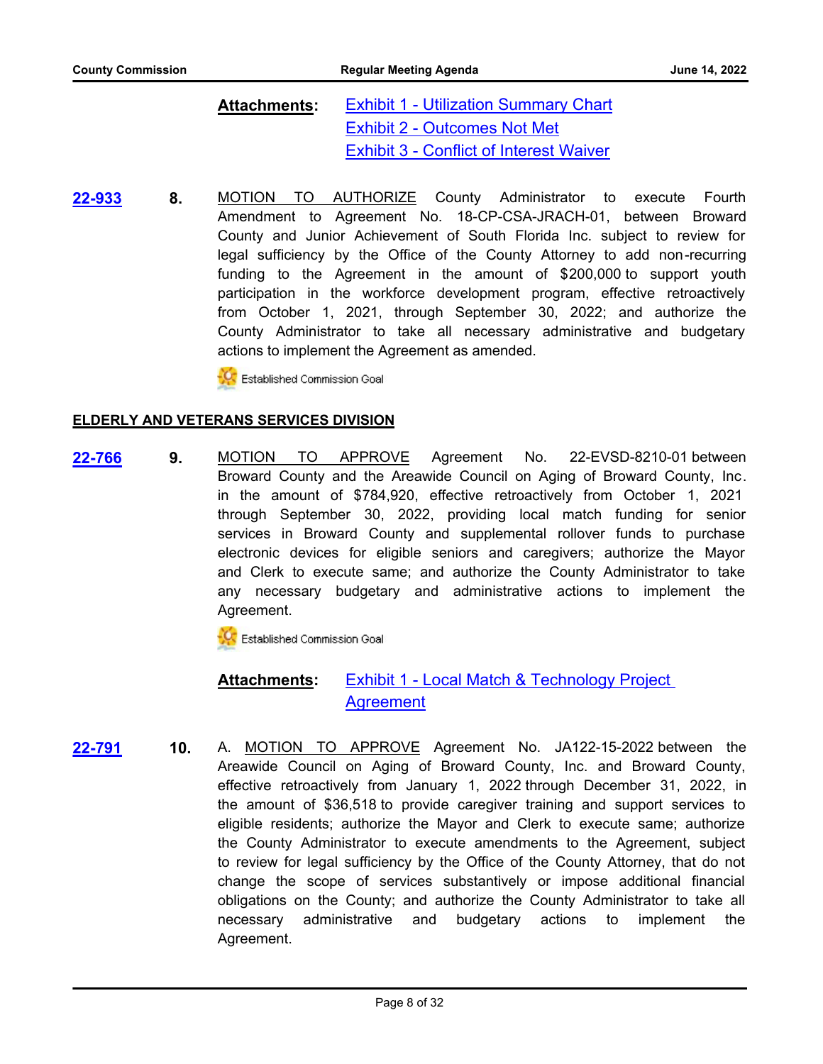**Attachments:** [Exhibit 1 - Utilization Summary Chart]
[Exhibit 2 - Outcomes Not Met]
[Exhibit 3 - Conflict of Interest Waiver]

**22-933** **8.** MOTION TO AUTHORIZE County Administrator to execute Fourth Amendment to Agreement No. 18-CP-CSA-JRACH-01, between Broward County and Junior Achievement of South Florida Inc. subject to review for legal sufficiency by the Office of the County Attorney to add non-recurring funding to the Agreement in the amount of $200,000 to support youth participation in the workforce development program, effective retroactively from October 1, 2021, through September 30, 2022; and authorize the County Administrator to take all necessary administrative and budgetary actions to implement the Agreement as amended.

Established Commission Goal

## ELDERLY AND VETERANS SERVICES DIVISION

**22-766** **9.** MOTION TO APPROVE Agreement No. 22-EVSD-8210-01 between Broward County and the Areawide Council on Aging of Broward County, Inc. in the amount of $784,920, effective retroactively from October 1, 2021 through September 30, 2022, providing local match funding for senior services in Broward County and supplemental rollover funds to purchase electronic devices for eligible seniors and caregivers; authorize the Mayor and Clerk to execute same; and authorize the County Administrator to take any necessary budgetary and administrative actions to implement the Agreement.

Established Commission Goal

**Attachments:** [Exhibit 1 - Local Match & Technology Project Agreement]

**22-791** **10.** A. MOTION TO APPROVE Agreement No. JA122-15-2022 between the Areawide Council on Aging of Broward County, Inc. and Broward County, effective retroactively from January 1, 2022 through December 31, 2022, in the amount of $36,518 to provide caregiver training and support services to eligible residents; authorize the Mayor and Clerk to execute same; authorize the County Administrator to execute amendments to the Agreement, subject to review for legal sufficiency by the Office of the County Attorney, that do not change the scope of services substantively or impose additional financial obligations on the County; and authorize the County Administrator to take all necessary administrative and budgetary actions to implement the Agreement.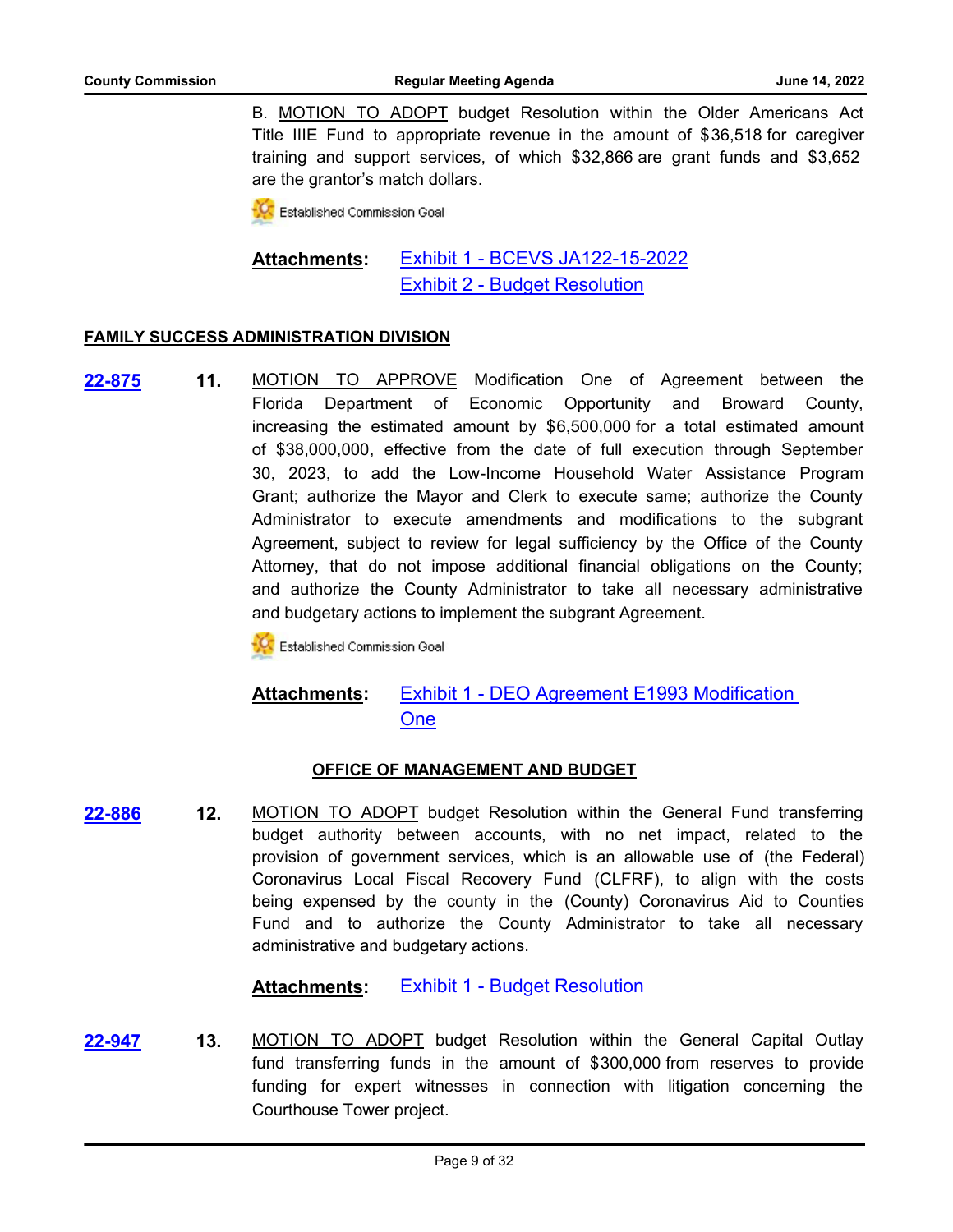B. MOTION TO ADOPT budget Resolution within the Older Americans Act Title IIIE Fund to appropriate revenue in the amount of $36,518 for caregiver training and support services, of which $32,866 are grant funds and $3,652 are the grantor's match dollars.

Established Commission Goal

**Attachments:** Exhibit 1 - BCEVS JA122-15-2022
Exhibit 2 - Budget Resolution

**FAMILY SUCCESS ADMINISTRATION DIVISION**

**22-875** **11.** MOTION TO APPROVE Modification One of Agreement between the Florida Department of Economic Opportunity and Broward County, increasing the estimated amount by $6,500,000 for a total estimated amount of $38,000,000, effective from the date of full execution through September 30, 2023, to add the Low-Income Household Water Assistance Program Grant; authorize the Mayor and Clerk to execute same; authorize the County Administrator to execute amendments and modifications to the subgrant Agreement, subject to review for legal sufficiency by the Office of the County Attorney, that do not impose additional financial obligations on the County; and authorize the County Administrator to take all necessary administrative and budgetary actions to implement the subgrant Agreement.

Established Commission Goal

**Attachments:** Exhibit 1 - DEO Agreement E1993 Modification One

**OFFICE OF MANAGEMENT AND BUDGET**

**22-886** **12.** MOTION TO ADOPT budget Resolution within the General Fund transferring budget authority between accounts, with no net impact, related to the provision of government services, which is an allowable use of (the Federal) Coronavirus Local Fiscal Recovery Fund (CLFRF), to align with the costs being expensed by the county in the (County) Coronavirus Aid to Counties Fund and to authorize the County Administrator to take all necessary administrative and budgetary actions.

**Attachments:** Exhibit 1 - Budget Resolution

**22-947** **13.** MOTION TO ADOPT budget Resolution within the General Capital Outlay fund transferring funds in the amount of $300,000 from reserves to provide funding for expert witnesses in connection with litigation concerning the Courthouse Tower project.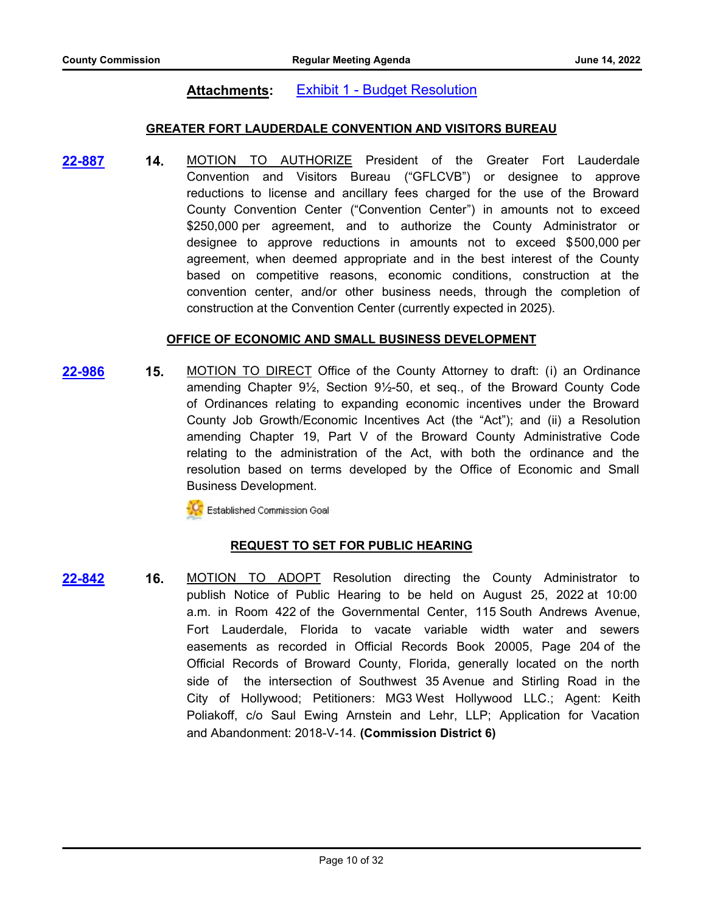**Attachments:** Exhibit 1 - Budget Resolution

## GREATER FORT LAUDERDALE CONVENTION AND VISITORS BUREAU

**22-887** **14.** MOTION TO AUTHORIZE President of the Greater Fort Lauderdale Convention and Visitors Bureau ("GFLCVB") or designee to approve reductions to license and ancillary fees charged for the use of the Broward County Convention Center ("Convention Center") in amounts not to exceed $250,000 per agreement, and to authorize the County Administrator or designee to approve reductions in amounts not to exceed $500,000 per agreement, when deemed appropriate and in the best interest of the County based on competitive reasons, economic conditions, construction at the convention center, and/or other business needs, through the completion of construction at the Convention Center (currently expected in 2025).

## OFFICE OF ECONOMIC AND SMALL BUSINESS DEVELOPMENT

**22-986** **15.** MOTION TO DIRECT Office of the County Attorney to draft: (i) an Ordinance amending Chapter 9½, Section 9½-50, et seq., of the Broward County Code of Ordinances relating to expanding economic incentives under the Broward County Job Growth/Economic Incentives Act (the "Act"); and (ii) a Resolution amending Chapter 19, Part V of the Broward County Administrative Code relating to the administration of the Act, with both the ordinance and the resolution based on terms developed by the Office of Economic and Small Business Development.

Established Commission Goal

## REQUEST TO SET FOR PUBLIC HEARING

**22-842** **16.** MOTION TO ADOPT Resolution directing the County Administrator to publish Notice of Public Hearing to be held on August 25, 2022 at 10:00 a.m. in Room 422 of the Governmental Center, 115 South Andrews Avenue, Fort Lauderdale, Florida to vacate variable width water and sewers easements as recorded in Official Records Book 20005, Page 204 of the Official Records of Broward County, Florida, generally located on the north side of the intersection of Southwest 35 Avenue and Stirling Road in the City of Hollywood; Petitioners: MG3 West Hollywood LLC.; Agent: Keith Poliakoff, c/o Saul Ewing Arnstein and Lehr, LLP; Application for Vacation and Abandonment: 2018-V-14. **(Commission District 6)**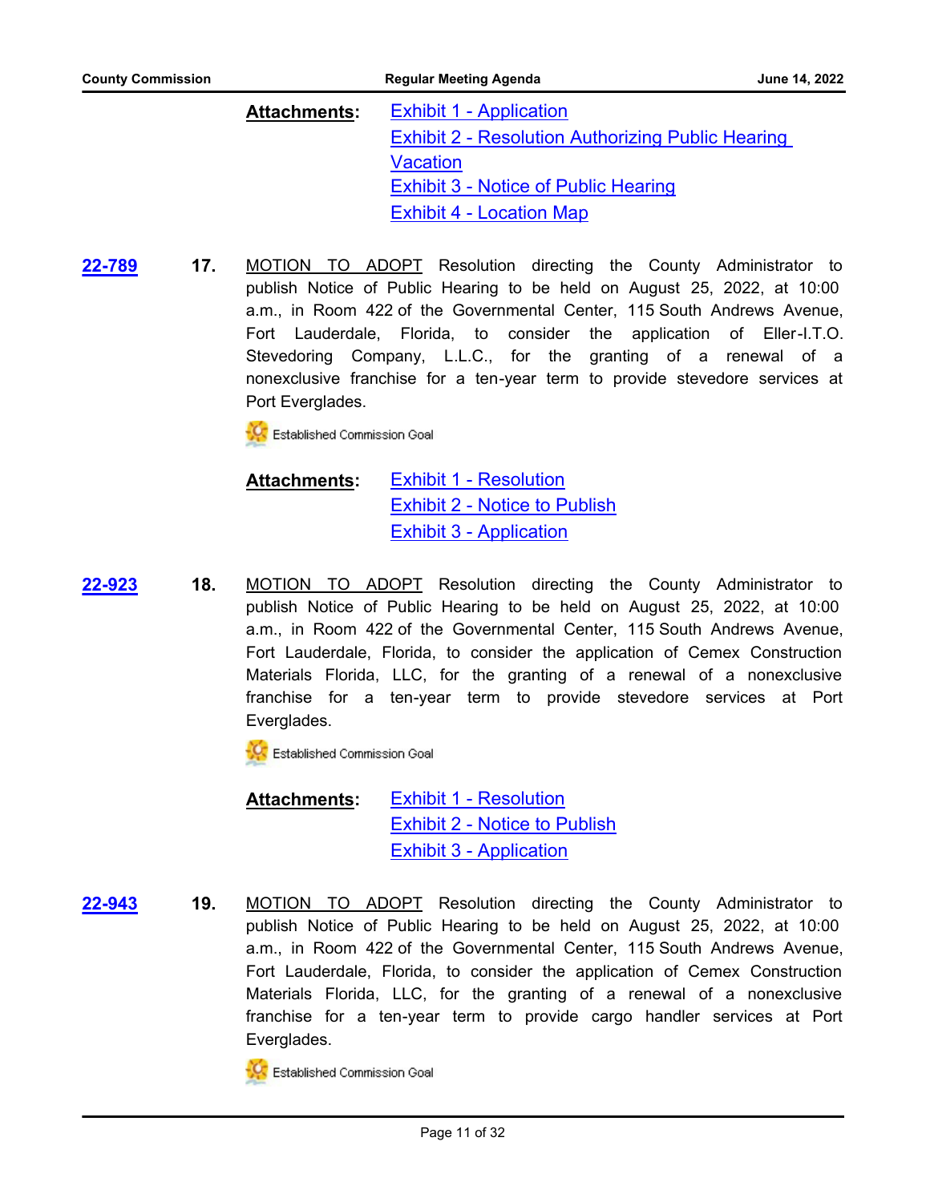**Attachments:** Exhibit 1 - Application
Exhibit 2 - Resolution Authorizing Public Hearing Vacation
Exhibit 3 - Notice of Public Hearing
Exhibit 4 - Location Map

**22-789** **17.** MOTION TO ADOPT Resolution directing the County Administrator to publish Notice of Public Hearing to be held on August 25, 2022, at 10:00 a.m., in Room 422 of the Governmental Center, 115 South Andrews Avenue, Fort Lauderdale, Florida, to consider the application of Eller-I.T.O. Stevedoring Company, L.L.C., for the granting of a renewal of a nonexclusive franchise for a ten-year term to provide stevedore services at Port Everglades.

Established Commission Goal

**Attachments:** Exhibit 1 - Resolution
Exhibit 2 - Notice to Publish
Exhibit 3 - Application

**22-923** **18.** MOTION TO ADOPT Resolution directing the County Administrator to publish Notice of Public Hearing to be held on August 25, 2022, at 10:00 a.m., in Room 422 of the Governmental Center, 115 South Andrews Avenue, Fort Lauderdale, Florida, to consider the application of Cemex Construction Materials Florida, LLC, for the granting of a renewal of a nonexclusive franchise for a ten-year term to provide stevedore services at Port Everglades.

Established Commission Goal

**Attachments:** Exhibit 1 - Resolution
Exhibit 2 - Notice to Publish
Exhibit 3 - Application

**22-943** **19.** MOTION TO ADOPT Resolution directing the County Administrator to publish Notice of Public Hearing to be held on August 25, 2022, at 10:00 a.m., in Room 422 of the Governmental Center, 115 South Andrews Avenue, Fort Lauderdale, Florida, to consider the application of Cemex Construction Materials Florida, LLC, for the granting of a renewal of a nonexclusive franchise for a ten-year term to provide cargo handler services at Port Everglades.

Established Commission Goal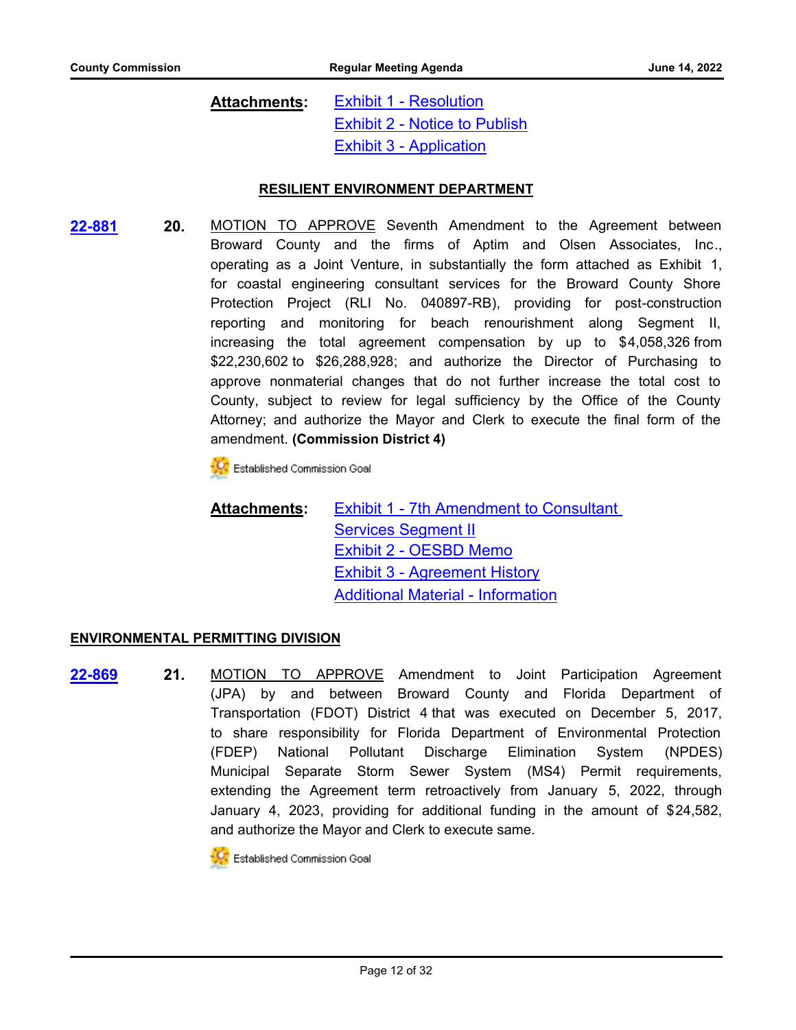**Attachments:** Exhibit 1 - Resolution
Exhibit 2 - Notice to Publish
Exhibit 3 - Application

## RESILIENT ENVIRONMENT DEPARTMENT

**22-881** **20.** MOTION TO APPROVE Seventh Amendment to the Agreement between Broward County and the firms of Aptim and Olsen Associates, Inc., operating as a Joint Venture, in substantially the form attached as Exhibit 1, for coastal engineering consultant services for the Broward County Shore Protection Project (RLI No. 040897-RB), providing for post-construction reporting and monitoring for beach renourishment along Segment II, increasing the total agreement compensation by up to $4,058,326 from $22,230,602 to $26,288,928; and authorize the Director of Purchasing to approve nonmaterial changes that do not further increase the total cost to County, subject to review for legal sufficiency by the Office of the County Attorney; and authorize the Mayor and Clerk to execute the final form of the amendment. **(Commission District 4)**

Established Commission Goal

**Attachments:** Exhibit 1 - 7th Amendment to Consultant Services Segment II
Exhibit 2 - OESBD Memo
Exhibit 3 - Agreement History
Additional Material - Information

## ENVIRONMENTAL PERMITTING DIVISION

**22-869** **21.** MOTION TO APPROVE Amendment to Joint Participation Agreement (JPA) by and between Broward County and Florida Department of Transportation (FDOT) District 4 that was executed on December 5, 2017, to share responsibility for Florida Department of Environmental Protection (FDEP) National Pollutant Discharge Elimination System (NPDES) Municipal Separate Storm Sewer System (MS4) Permit requirements, extending the Agreement term retroactively from January 5, 2022, through January 4, 2023, providing for additional funding in the amount of $24,582, and authorize the Mayor and Clerk to execute same.

Established Commission Goal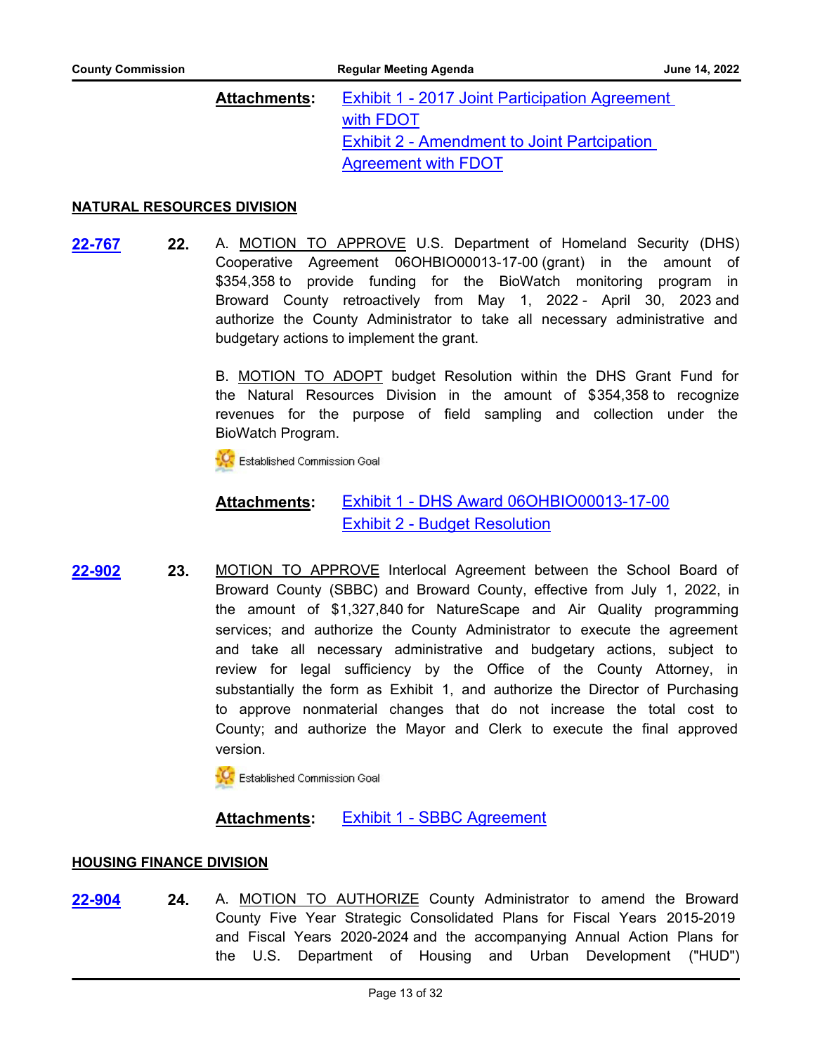**Attachments:** Exhibit 1 - 2017 Joint Participation Agreement with FDOT
Exhibit 2 - Amendment to Joint Partcipation Agreement with FDOT

**NATURAL RESOURCES DIVISION**

**22-767** **22.** A. MOTION TO APPROVE U.S. Department of Homeland Security (DHS) Cooperative Agreement 06OHBIO00013-17-00 (grant) in the amount of $354,358 to provide funding for the BioWatch monitoring program in Broward County retroactively from May 1, 2022 - April 30, 2023 and authorize the County Administrator to take all necessary administrative and budgetary actions to implement the grant.

B. MOTION TO ADOPT budget Resolution within the DHS Grant Fund for the Natural Resources Division in the amount of $354,358 to recognize revenues for the purpose of field sampling and collection under the BioWatch Program.

Established Commission Goal

**Attachments:** Exhibit 1 - DHS Award 06OHBIO00013-17-00
Exhibit 2 - Budget Resolution

**22-902** **23.** MOTION TO APPROVE Interlocal Agreement between the School Board of Broward County (SBBC) and Broward County, effective from July 1, 2022, in the amount of $1,327,840 for NatureScape and Air Quality programming services; and authorize the County Administrator to execute the agreement and take all necessary administrative and budgetary actions, subject to review for legal sufficiency by the Office of the County Attorney, in substantially the form as Exhibit 1, and authorize the Director of Purchasing to approve nonmaterial changes that do not increase the total cost to County; and authorize the Mayor and Clerk to execute the final approved version.

Established Commission Goal

**Attachments:** Exhibit 1 - SBBC Agreement

**HOUSING FINANCE DIVISION**

**22-904** **24.** A. MOTION TO AUTHORIZE County Administrator to amend the Broward County Five Year Strategic Consolidated Plans for Fiscal Years 2015-2019 and Fiscal Years 2020-2024 and the accompanying Annual Action Plans for the U.S. Department of Housing and Urban Development ("HUD")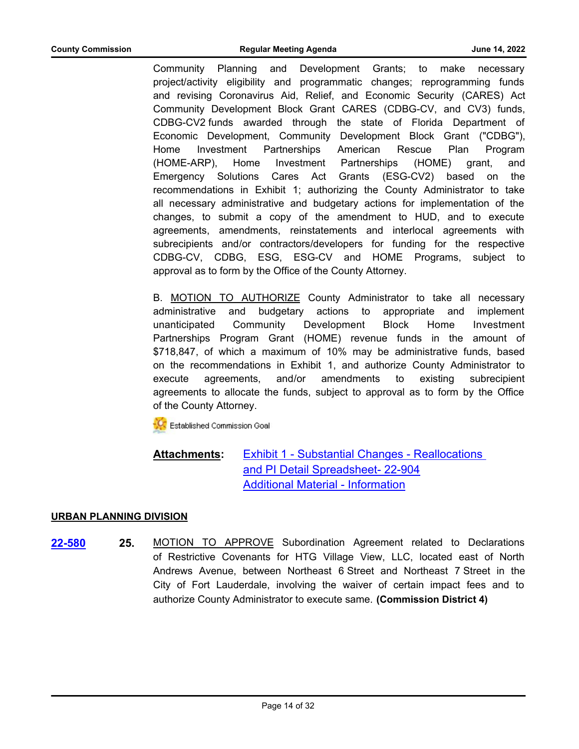Community Planning and Development Grants; to make necessary project/activity eligibility and programmatic changes; reprogramming funds and revising Coronavirus Aid, Relief, and Economic Security (CARES) Act Community Development Block Grant CARES (CDBG-CV, and CV3) funds, CDBG-CV2 funds awarded through the state of Florida Department of Economic Development, Community Development Block Grant ("CDBG"), Home Investment Partnerships American Rescue Plan Program (HOME-ARP), Home Investment Partnerships (HOME) grant, and Emergency Solutions Cares Act Grants (ESG-CV2) based on the recommendations in Exhibit 1; authorizing the County Administrator to take all necessary administrative and budgetary actions for implementation of the changes, to submit a copy of the amendment to HUD, and to execute agreements, amendments, reinstatements and interlocal agreements with subrecipients and/or contractors/developers for funding for the respective CDBG-CV, CDBG, ESG, ESG-CV and HOME Programs, subject to approval as to form by the Office of the County Attorney.

B. MOTION TO AUTHORIZE County Administrator to take all necessary administrative and budgetary actions to appropriate and implement unanticipated Community Development Block Home Investment Partnerships Program Grant (HOME) revenue funds in the amount of $718,847, of which a maximum of 10% may be administrative funds, based on the recommendations in Exhibit 1, and authorize County Administrator to execute agreements, and/or amendments to existing subrecipient agreements to allocate the funds, subject to approval as to form by the Office of the County Attorney.

Established Commission Goal

**Attachments:** Exhibit 1 - Substantial Changes - Reallocations and PI Detail Spreadsheet- 22-904
Additional Material - Information

## URBAN PLANNING DIVISION

**22-580** **25.** MOTION TO APPROVE Subordination Agreement related to Declarations of Restrictive Covenants for HTG Village View, LLC, located east of North Andrews Avenue, between Northeast 6 Street and Northeast 7 Street in the City of Fort Lauderdale, involving the waiver of certain impact fees and to authorize County Administrator to execute same. **(Commission District 4)**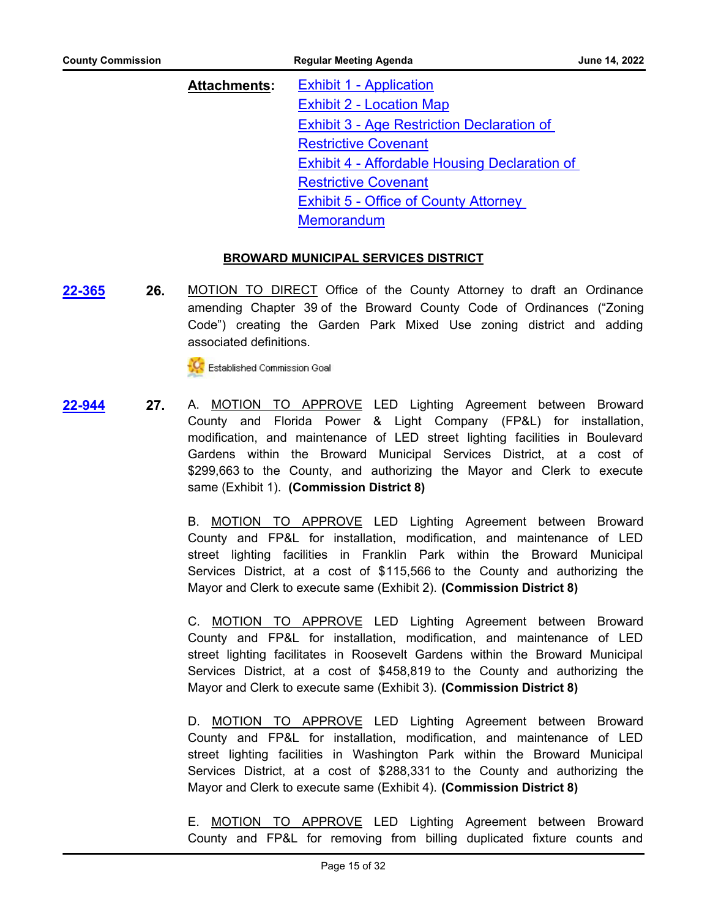**Attachments:** Exhibit 1 - Application
Exhibit 2 - Location Map
Exhibit 3 - Age Restriction Declaration of Restrictive Covenant
Exhibit 4 - Affordable Housing Declaration of Restrictive Covenant
Exhibit 5 - Office of County Attorney Memorandum

## BROWARD MUNICIPAL SERVICES DISTRICT

**22-365** **26.** MOTION TO DIRECT Office of the County Attorney to draft an Ordinance amending Chapter 39 of the Broward County Code of Ordinances ("Zoning Code") creating the Garden Park Mixed Use zoning district and adding associated definitions.

Established Commission Goal

**22-944** **27.** A. MOTION TO APPROVE LED Lighting Agreement between Broward County and Florida Power & Light Company (FP&L) for installation, modification, and maintenance of LED street lighting facilities in Boulevard Gardens within the Broward Municipal Services District, at a cost of $299,663 to the County, and authorizing the Mayor and Clerk to execute same (Exhibit 1). **(Commission District 8)**

B. MOTION TO APPROVE LED Lighting Agreement between Broward County and FP&L for installation, modification, and maintenance of LED street lighting facilities in Franklin Park within the Broward Municipal Services District, at a cost of $115,566 to the County and authorizing the Mayor and Clerk to execute same (Exhibit 2). **(Commission District 8)**

C. MOTION TO APPROVE LED Lighting Agreement between Broward County and FP&L for installation, modification, and maintenance of LED street lighting facilitates in Roosevelt Gardens within the Broward Municipal Services District, at a cost of $458,819 to the County and authorizing the Mayor and Clerk to execute same (Exhibit 3). **(Commission District 8)**

D. MOTION TO APPROVE LED Lighting Agreement between Broward County and FP&L for installation, modification, and maintenance of LED street lighting facilities in Washington Park within the Broward Municipal Services District, at a cost of $288,331 to the County and authorizing the Mayor and Clerk to execute same (Exhibit 4). **(Commission District 8)**

E. MOTION TO APPROVE LED Lighting Agreement between Broward County and FP&L for removing from billing duplicated fixture counts and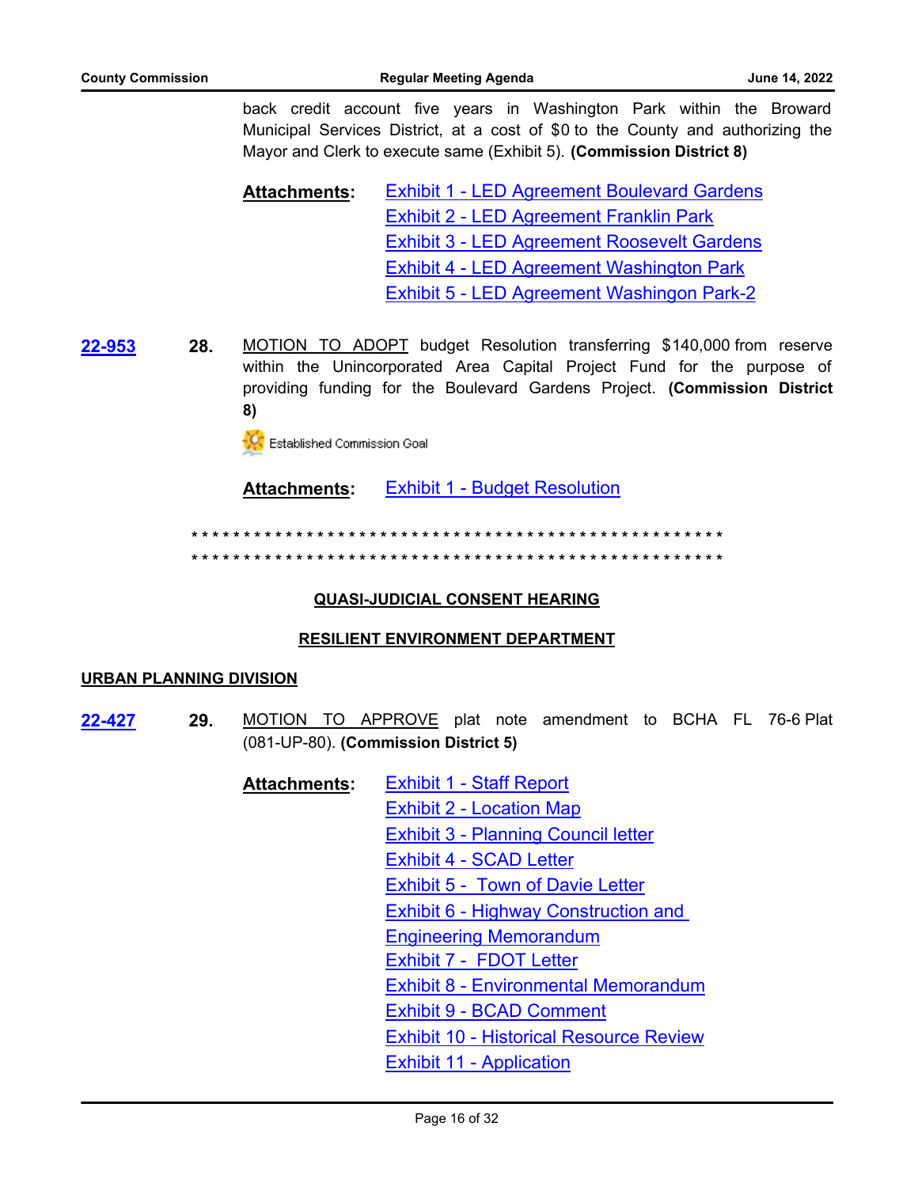back credit account five years in Washington Park within the Broward Municipal Services District, at a cost of $0 to the County and authorizing the Mayor and Clerk to execute same (Exhibit 5). **(Commission District 8)**

**Attachments:** Exhibit 1 - LED Agreement Boulevard Gardens
Exhibit 2 - LED Agreement Franklin Park
Exhibit 3 - LED Agreement Roosevelt Gardens
Exhibit 4 - LED Agreement Washington Park
Exhibit 5 - LED Agreement Washingon Park-2

**22-953** **28.** MOTION TO ADOPT budget Resolution transferring $140,000 from reserve within the Unincorporated Area Capital Project Fund for the purpose of providing funding for the Boulevard Gardens Project. **(Commission District 8)**

Established Commission Goal

**Attachments:** Exhibit 1 - Budget Resolution

* * * * * * * * * * * * * * * * * * * * * * * * * * * * * * * * * * * * * * * * * * * * * * * * * * * * * *
* * * * * * * * * * * * * * * * * * * * * * * * * * * * * * * * * * * * * * * * * * * * * * * * * * * * * *

## QUASI-JUDICIAL CONSENT HEARING

## RESILIENT ENVIRONMENT DEPARTMENT

### URBAN PLANNING DIVISION

**22-427** **29.** MOTION TO APPROVE plat note amendment to BCHA FL 76-6 Plat (081-UP-80). **(Commission District 5)**

**Attachments:** Exhibit 1 - Staff Report
Exhibit 2 - Location Map
Exhibit 3 - Planning Council letter
Exhibit 4 - SCAD Letter
Exhibit 5 - Town of Davie Letter
Exhibit 6 - Highway Construction and Engineering Memorandum
Exhibit 7 - FDOT Letter
Exhibit 8 - Environmental Memorandum
Exhibit 9 - BCAD Comment
Exhibit 10 - Historical Resource Review
Exhibit 11 - Application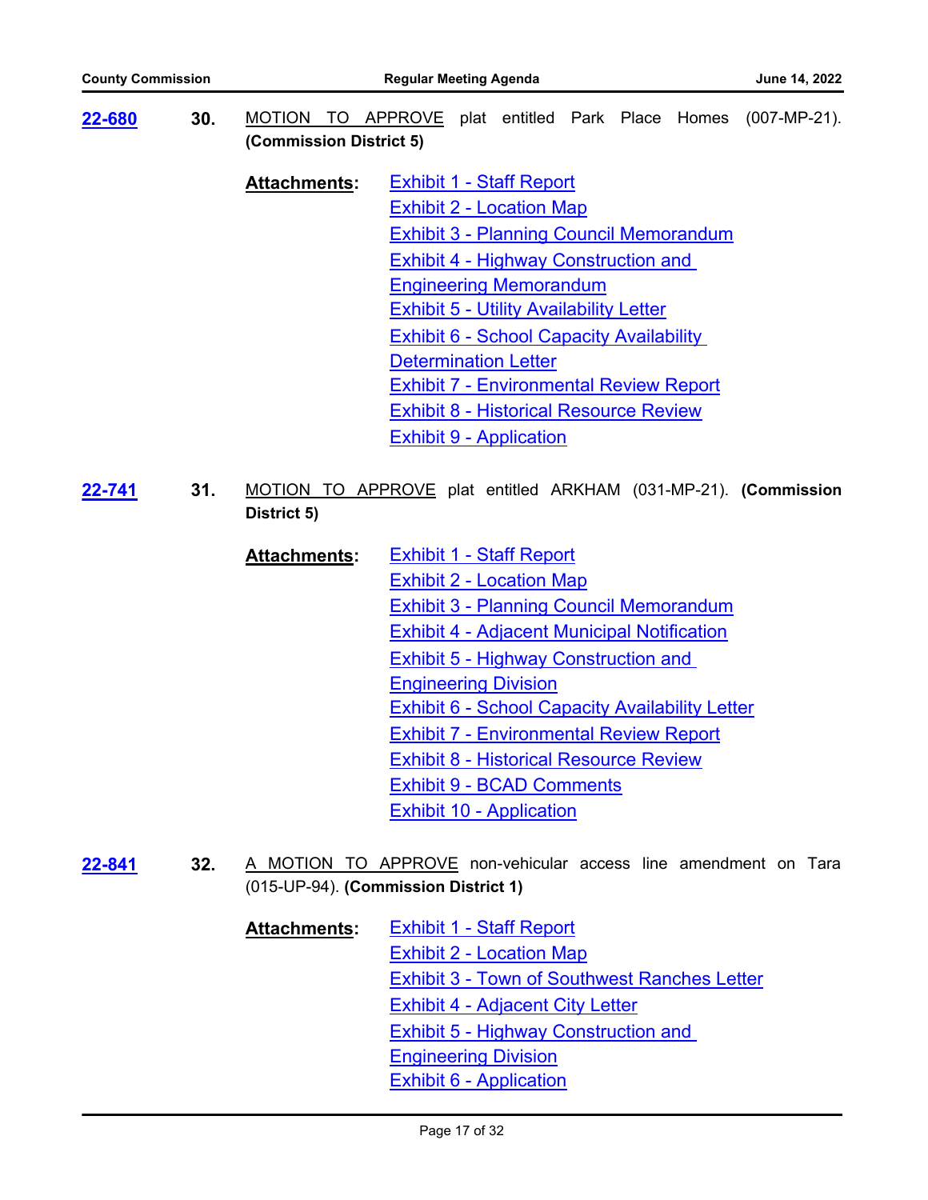**22-680** **30.** MOTION TO APPROVE plat entitled Park Place Homes (007-MP-21). **(Commission District 5)**

**Attachments:**
- Exhibit 1 - Staff Report
- Exhibit 2 - Location Map
- Exhibit 3 - Planning Council Memorandum
- Exhibit 4 - Highway Construction and Engineering Memorandum
- Exhibit 5 - Utility Availability Letter
- Exhibit 6 - School Capacity Availability Determination Letter
- Exhibit 7 - Environmental Review Report
- Exhibit 8 - Historical Resource Review
- Exhibit 9 - Application

**22-741** **31.** MOTION TO APPROVE plat entitled ARKHAM (031-MP-21). **(Commission District 5)**

**Attachments:**
- Exhibit 1 - Staff Report
- Exhibit 2 - Location Map
- Exhibit 3 - Planning Council Memorandum
- Exhibit 4 - Adjacent Municipal Notification
- Exhibit 5 - Highway Construction and Engineering Division
- Exhibit 6 - School Capacity Availability Letter
- Exhibit 7 - Environmental Review Report
- Exhibit 8 - Historical Resource Review
- Exhibit 9 - BCAD Comments
- Exhibit 10 - Application

**22-841** **32.** A MOTION TO APPROVE non-vehicular access line amendment on Tara (015-UP-94). **(Commission District 1)**

**Attachments:**
- Exhibit 1 - Staff Report
- Exhibit 2 - Location Map
- Exhibit 3 - Town of Southwest Ranches Letter
- Exhibit 4 - Adjacent City Letter
- Exhibit 5 - Highway Construction and Engineering Division
- Exhibit 6 - Application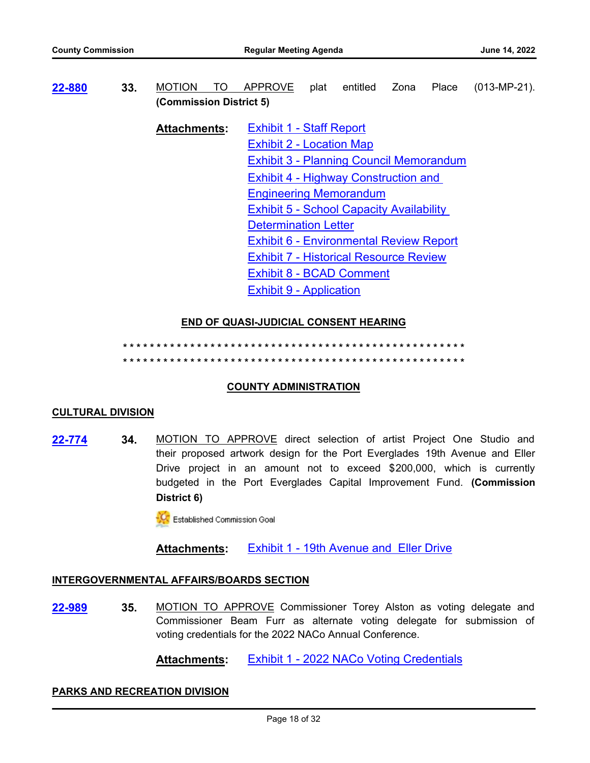**22-880** **33.** MOTION TO APPROVE plat entitled Zona Place (013-MP-21). **(Commission District 5)**

**Attachments:** Exhibit 1 - Staff Report
Exhibit 2 - Location Map
Exhibit 3 - Planning Council Memorandum
Exhibit 4 - Highway Construction and Engineering Memorandum
Exhibit 5 - School Capacity Availability Determination Letter
Exhibit 6 - Environmental Review Report
Exhibit 7 - Historical Resource Review
Exhibit 8 - BCAD Comment
Exhibit 9 - Application

**END OF QUASI-JUDICIAL CONSENT HEARING**

* * * * * * * * * * * * * * * * * * * * * * * * * * * * * * * * * * * * * * * * * * * * * * * * * * *
* * * * * * * * * * * * * * * * * * * * * * * * * * * * * * * * * * * * * * * * * * * * * * * * * * *

## COUNTY ADMINISTRATION

### CULTURAL DIVISION

**22-774** **34.** MOTION TO APPROVE direct selection of artist Project One Studio and their proposed artwork design for the Port Everglades 19th Avenue and Eller Drive project in an amount not to exceed $200,000, which is currently budgeted in the Port Everglades Capital Improvement Fund. **(Commission District 6)**

Established Commission Goal

**Attachments:** Exhibit 1 - 19th Avenue and Eller Drive

### INTERGOVERNMENTAL AFFAIRS/BOARDS SECTION

**22-989** **35.** MOTION TO APPROVE Commissioner Torey Alston as voting delegate and Commissioner Beam Furr as alternate voting delegate for submission of voting credentials for the 2022 NACo Annual Conference.

**Attachments:** Exhibit 1 - 2022 NACo Voting Credentials

### PARKS AND RECREATION DIVISION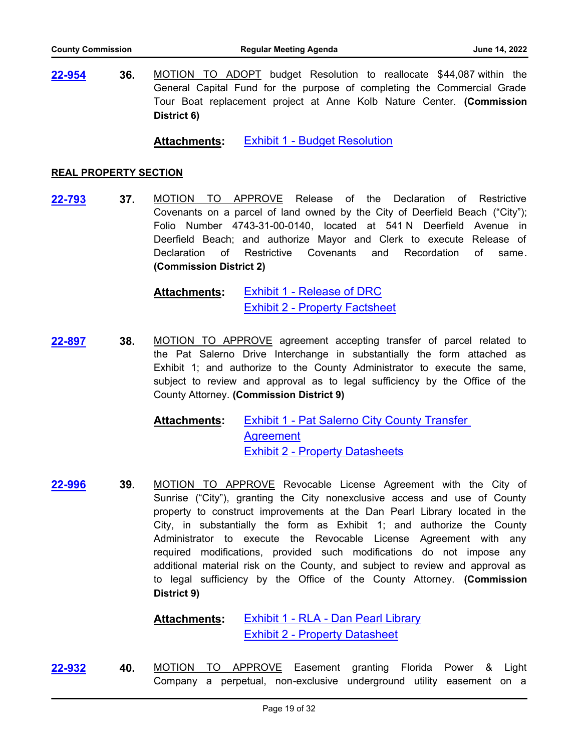**22-954** **36.** MOTION TO ADOPT budget Resolution to reallocate $44,087 within the General Capital Fund for the purpose of completing the Commercial Grade Tour Boat replacement project at Anne Kolb Nature Center. **(Commission District 6)**

**Attachments:** Exhibit 1 - Budget Resolution

**REAL PROPERTY SECTION**

**22-793** **37.** MOTION TO APPROVE Release of the Declaration of Restrictive Covenants on a parcel of land owned by the City of Deerfield Beach ("City"); Folio Number 4743-31-00-0140, located at 541 N Deerfield Avenue in Deerfield Beach; and authorize Mayor and Clerk to execute Release of Declaration of Restrictive Covenants and Recordation of same. **(Commission District 2)**

**Attachments:** Exhibit 1 - Release of DRC
Exhibit 2 - Property Factsheet

**22-897** **38.** MOTION TO APPROVE agreement accepting transfer of parcel related to the Pat Salerno Drive Interchange in substantially the form attached as Exhibit 1; and authorize to the County Administrator to execute the same, subject to review and approval as to legal sufficiency by the Office of the County Attorney. **(Commission District 9)**

**Attachments:** Exhibit 1 - Pat Salerno City County Transfer Agreement
Exhibit 2 - Property Datasheets

**22-996** **39.** MOTION TO APPROVE Revocable License Agreement with the City of Sunrise ("City"), granting the City nonexclusive access and use of County property to construct improvements at the Dan Pearl Library located in the City, in substantially the form as Exhibit 1; and authorize the County Administrator to execute the Revocable License Agreement with any required modifications, provided such modifications do not impose any additional material risk on the County, and subject to review and approval as to legal sufficiency by the Office of the County Attorney. **(Commission District 9)**

**Attachments:** Exhibit 1 - RLA - Dan Pearl Library
Exhibit 2 - Property Datasheet

**22-932** **40.** MOTION TO APPROVE Easement granting Florida Power & Light Company a perpetual, non-exclusive underground utility easement on a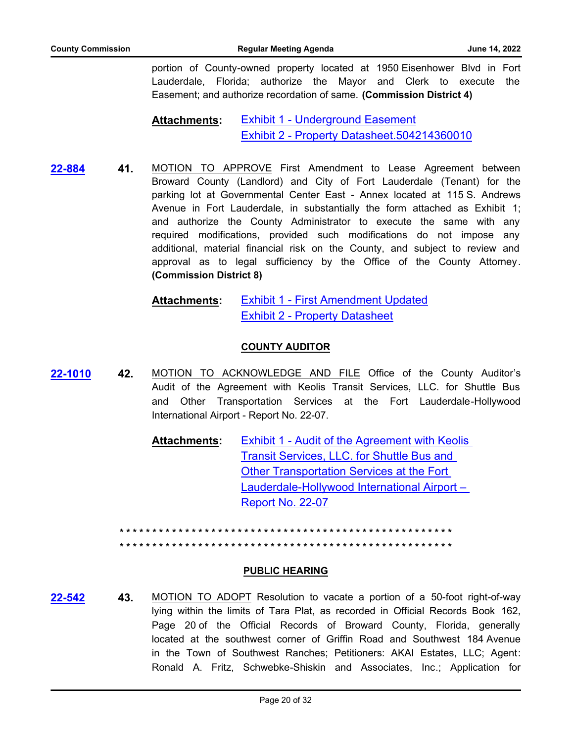portion of County-owned property located at 1950 Eisenhower Blvd in Fort Lauderdale, Florida; authorize the Mayor and Clerk to execute the Easement; and authorize recordation of same. **(Commission District 4)**

**Attachments:** Exhibit 1 - Underground Easement
Exhibit 2 - Property Datasheet.504214360010

**22-884** **41.** MOTION TO APPROVE First Amendment to Lease Agreement between Broward County (Landlord) and City of Fort Lauderdale (Tenant) for the parking lot at Governmental Center East - Annex located at 115 S. Andrews Avenue in Fort Lauderdale, in substantially the form attached as Exhibit 1; and authorize the County Administrator to execute the same with any required modifications, provided such modifications do not impose any additional, material financial risk on the County, and subject to review and approval as to legal sufficiency by the Office of the County Attorney. **(Commission District 8)**

**Attachments:** Exhibit 1 - First Amendment Updated
Exhibit 2 - Property Datasheet

## COUNTY AUDITOR

**22-1010** **42.** MOTION TO ACKNOWLEDGE AND FILE Office of the County Auditor's Audit of the Agreement with Keolis Transit Services, LLC. for Shuttle Bus and Other Transportation Services at the Fort Lauderdale-Hollywood International Airport - Report No. 22-07.

**Attachments:** Exhibit 1 - Audit of the Agreement with Keolis Transit Services, LLC. for Shuttle Bus and Other Transportation Services at the Fort Lauderdale-Hollywood International Airport – Report No. 22-07

*****************************************************
*****************************************************

## PUBLIC HEARING

**22-542** **43.** MOTION TO ADOPT Resolution to vacate a portion of a 50-foot right-of-way lying within the limits of Tara Plat, as recorded in Official Records Book 162, Page 20 of the Official Records of Broward County, Florida, generally located at the southwest corner of Griffin Road and Southwest 184 Avenue in the Town of Southwest Ranches; Petitioners: AKAI Estates, LLC; Agent: Ronald A. Fritz, Schwebke-Shiskin and Associates, Inc.; Application for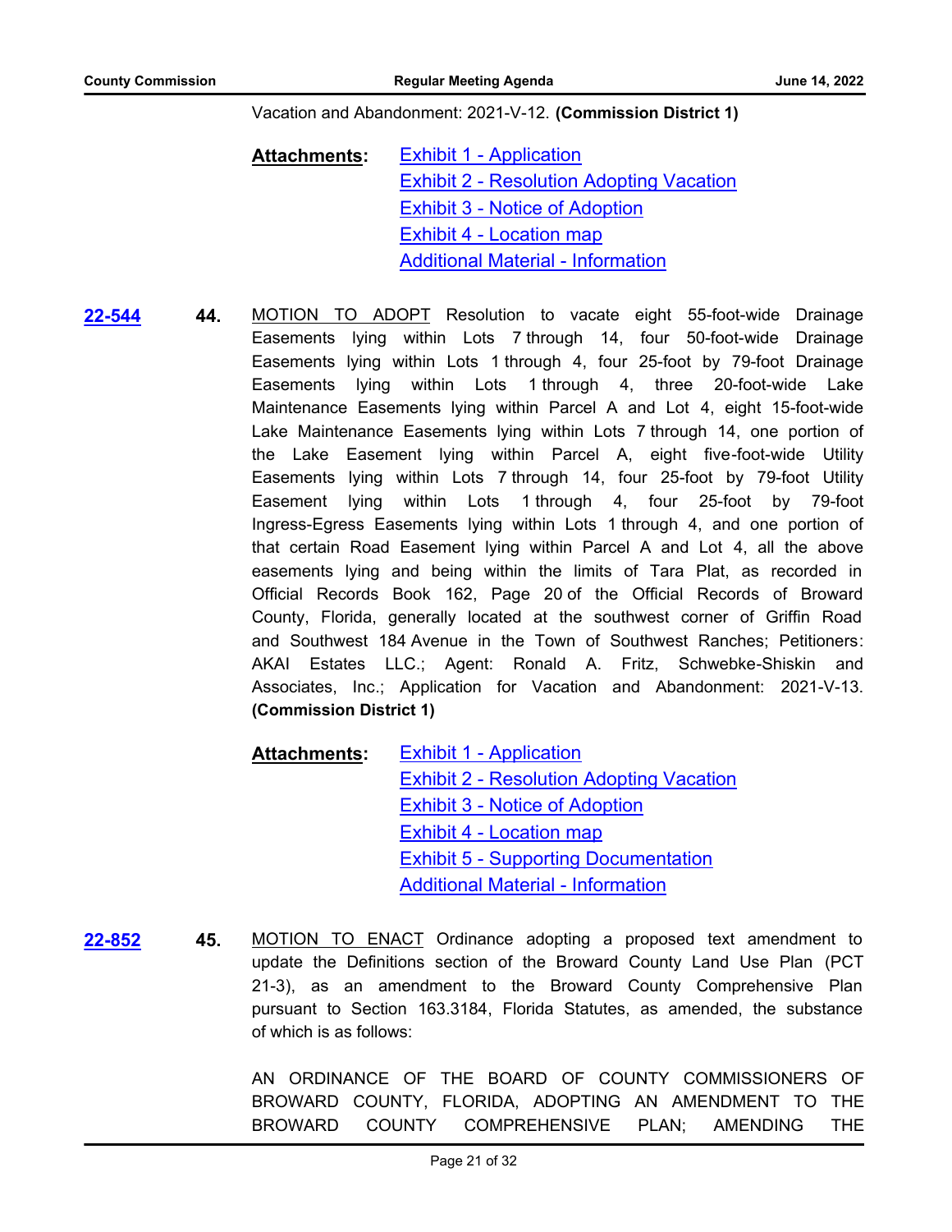Vacation and Abandonment: 2021-V-12. **(Commission District 1)**

**Attachments:**
- Exhibit 1 - Application
- Exhibit 2 - Resolution Adopting Vacation
- Exhibit 3 - Notice of Adoption
- Exhibit 4 - Location map
- Additional Material - Information

**22-544** **44.** MOTION TO ADOPT Resolution to vacate eight 55-foot-wide Drainage Easements lying within Lots 7 through 14, four 50-foot-wide Drainage Easements lying within Lots 1 through 4, four 25-foot by 79-foot Drainage Easements lying within Lots 1 through 4, three 20-foot-wide Lake Maintenance Easements lying within Parcel A and Lot 4, eight 15-foot-wide Lake Maintenance Easements lying within Lots 7 through 14, one portion of the Lake Easement lying within Parcel A, eight five-foot-wide Utility Easements lying within Lots 7 through 14, four 25-foot by 79-foot Utility Easement lying within Lots 1 through 4, four 25-foot by 79-foot Ingress-Egress Easements lying within Lots 1 through 4, and one portion of that certain Road Easement lying within Parcel A and Lot 4, all the above easements lying and being within the limits of Tara Plat, as recorded in Official Records Book 162, Page 20 of the Official Records of Broward County, Florida, generally located at the southwest corner of Griffin Road and Southwest 184 Avenue in the Town of Southwest Ranches; Petitioners: AKAI Estates LLC.; Agent: Ronald A. Fritz, Schwebke-Shiskin and Associates, Inc.; Application for Vacation and Abandonment: 2021-V-13. **(Commission District 1)**

**Attachments:**
- Exhibit 1 - Application
- Exhibit 2 - Resolution Adopting Vacation
- Exhibit 3 - Notice of Adoption
- Exhibit 4 - Location map
- Exhibit 5 - Supporting Documentation
- Additional Material - Information

**22-852** **45.** MOTION TO ENACT Ordinance adopting a proposed text amendment to update the Definitions section of the Broward County Land Use Plan (PCT 21-3), as an amendment to the Broward County Comprehensive Plan pursuant to Section 163.3184, Florida Statutes, as amended, the substance of which is as follows:

AN ORDINANCE OF THE BOARD OF COUNTY COMMISSIONERS OF BROWARD COUNTY, FLORIDA, ADOPTING AN AMENDMENT TO THE BROWARD COUNTY COMPREHENSIVE PLAN; AMENDING THE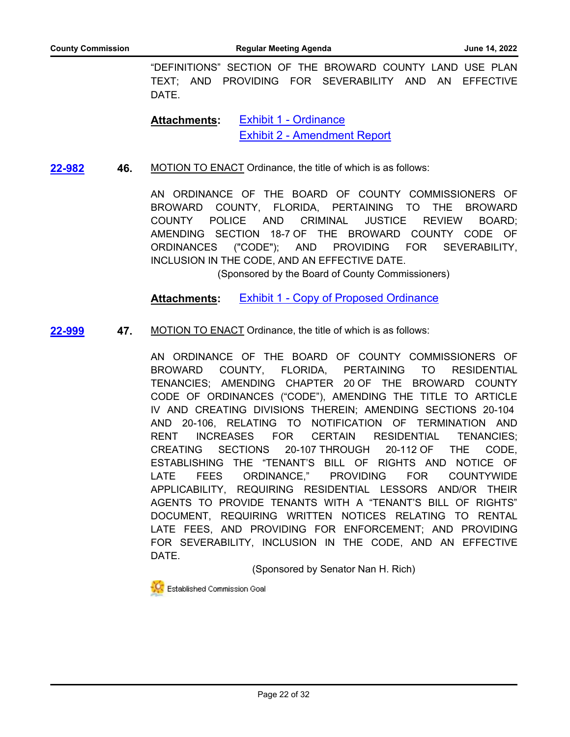"DEFINITIONS" SECTION OF THE BROWARD COUNTY LAND USE PLAN TEXT; AND PROVIDING FOR SEVERABILITY AND AN EFFECTIVE DATE.

**Attachments:** Exhibit 1 - Ordinance
Exhibit 2 - Amendment Report

**22-982** **46.** MOTION TO ENACT Ordinance, the title of which is as follows:

AN ORDINANCE OF THE BOARD OF COUNTY COMMISSIONERS OF BROWARD COUNTY, FLORIDA, PERTAINING TO THE BROWARD COUNTY POLICE AND CRIMINAL JUSTICE REVIEW BOARD; AMENDING SECTION 18-7 OF THE BROWARD COUNTY CODE OF ORDINANCES ("CODE"); AND PROVIDING FOR SEVERABILITY, INCLUSION IN THE CODE, AND AN EFFECTIVE DATE.

(Sponsored by the Board of County Commissioners)

**Attachments:** Exhibit 1 - Copy of Proposed Ordinance

**22-999** **47.** MOTION TO ENACT Ordinance, the title of which is as follows:

AN ORDINANCE OF THE BOARD OF COUNTY COMMISSIONERS OF BROWARD COUNTY, FLORIDA, PERTAINING TO RESIDENTIAL TENANCIES; AMENDING CHAPTER 20 OF THE BROWARD COUNTY CODE OF ORDINANCES ("CODE"), AMENDING THE TITLE TO ARTICLE IV AND CREATING DIVISIONS THEREIN; AMENDING SECTIONS 20-104 AND 20-106, RELATING TO NOTIFICATION OF TERMINATION AND RENT INCREASES FOR CERTAIN RESIDENTIAL TENANCIES; CREATING SECTIONS 20-107 THROUGH 20-112 OF THE CODE, ESTABLISHING THE "TENANT'S BILL OF RIGHTS AND NOTICE OF LATE FEES ORDINANCE," PROVIDING FOR COUNTYWIDE APPLICABILITY, REQUIRING RESIDENTIAL LESSORS AND/OR THEIR AGENTS TO PROVIDE TENANTS WITH A "TENANT'S BILL OF RIGHTS" DOCUMENT, REQUIRING WRITTEN NOTICES RELATING TO RENTAL LATE FEES, AND PROVIDING FOR ENFORCEMENT; AND PROVIDING FOR SEVERABILITY, INCLUSION IN THE CODE, AND AN EFFECTIVE DATE.

(Sponsored by Senator Nan H. Rich)

Established Commission Goal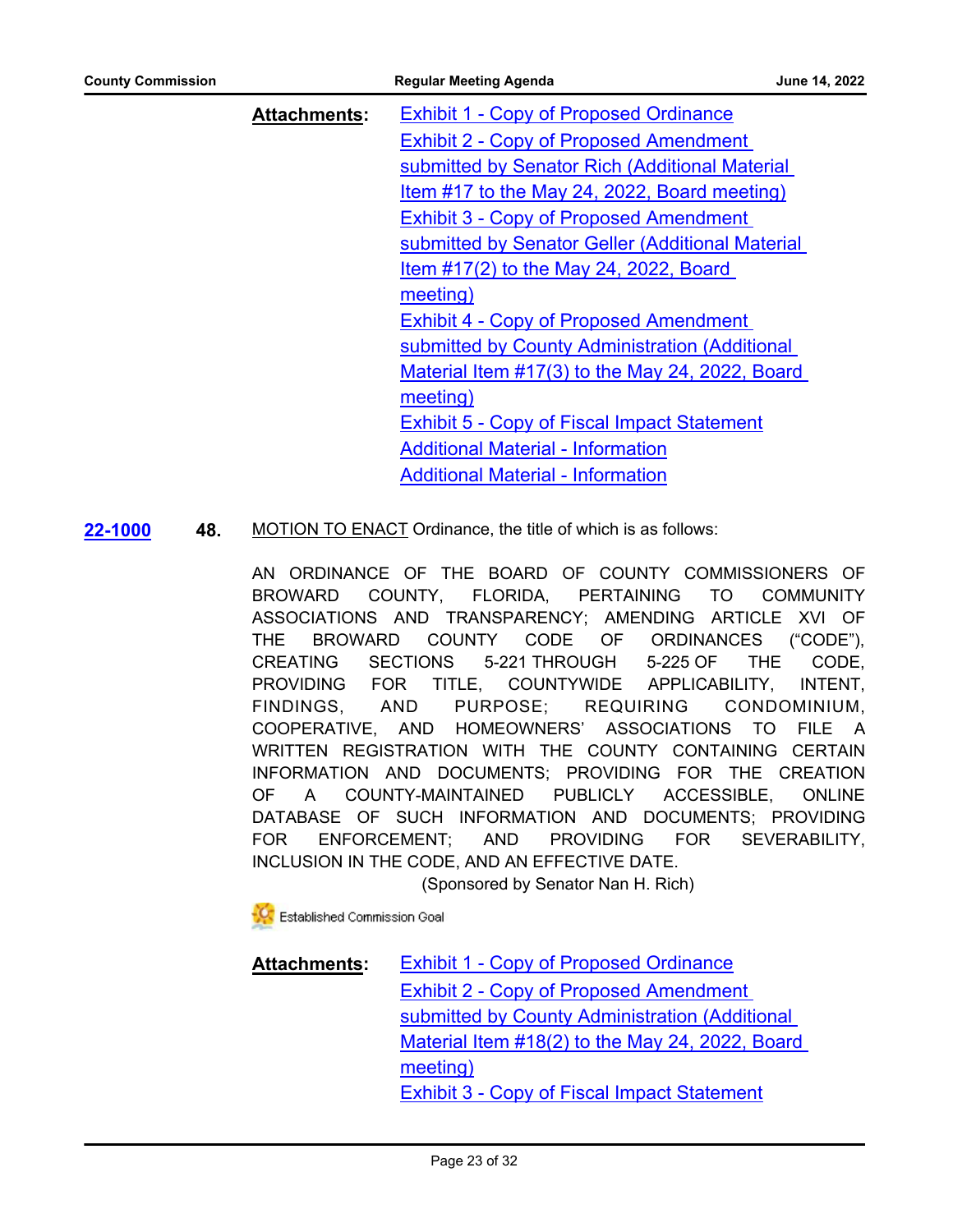**Attachments:**
Exhibit 1 - Copy of Proposed Ordinance
Exhibit 2 - Copy of Proposed Amendment submitted by Senator Rich (Additional Material Item #17 to the May 24, 2022, Board meeting)
Exhibit 3 - Copy of Proposed Amendment submitted by Senator Geller (Additional Material Item #17(2) to the May 24, 2022, Board meeting)
Exhibit 4 - Copy of Proposed Amendment submitted by County Administration (Additional Material Item #17(3) to the May 24, 2022, Board meeting)
Exhibit 5 - Copy of Fiscal Impact Statement
Additional Material - Information
Additional Material - Information

**22-1000** **48.** MOTION TO ENACT Ordinance, the title of which is as follows:

AN ORDINANCE OF THE BOARD OF COUNTY COMMISSIONERS OF BROWARD COUNTY, FLORIDA, PERTAINING TO COMMUNITY ASSOCIATIONS AND TRANSPARENCY; AMENDING ARTICLE XVI OF THE BROWARD COUNTY CODE OF ORDINANCES ("CODE"), CREATING SECTIONS 5-221 THROUGH 5-225 OF THE CODE, PROVIDING FOR TITLE, COUNTYWIDE APPLICABILITY, INTENT, FINDINGS, AND PURPOSE; REQUIRING CONDOMINIUM, COOPERATIVE, AND HOMEOWNERS' ASSOCIATIONS TO FILE A WRITTEN REGISTRATION WITH THE COUNTY CONTAINING CERTAIN INFORMATION AND DOCUMENTS; PROVIDING FOR THE CREATION OF A COUNTY-MAINTAINED PUBLICLY ACCESSIBLE, ONLINE DATABASE OF SUCH INFORMATION AND DOCUMENTS; PROVIDING FOR ENFORCEMENT; AND PROVIDING FOR SEVERABILITY, INCLUSION IN THE CODE, AND AN EFFECTIVE DATE.

(Sponsored by Senator Nan H. Rich)

Established Commission Goal

**Attachments:**
Exhibit 1 - Copy of Proposed Ordinance
Exhibit 2 - Copy of Proposed Amendment submitted by County Administration (Additional Material Item #18(2) to the May 24, 2022, Board meeting)
Exhibit 3 - Copy of Fiscal Impact Statement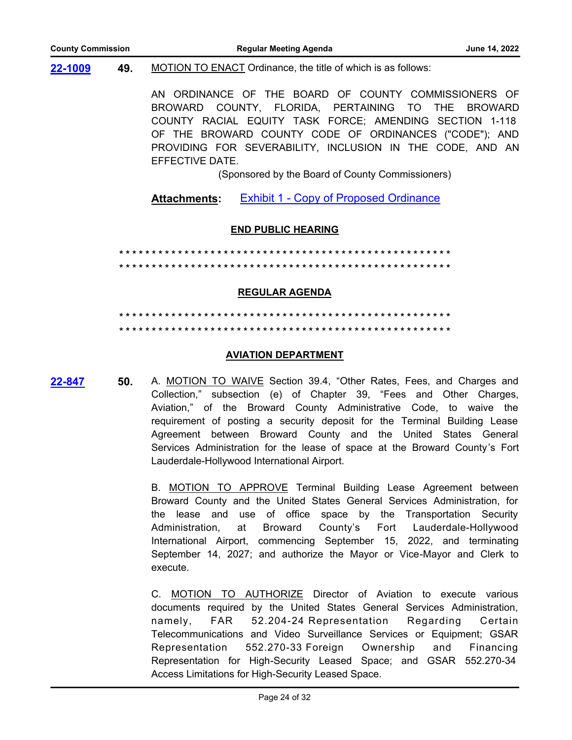**22-1009** **49.** MOTION TO ENACT Ordinance, the title of which is as follows:

AN ORDINANCE OF THE BOARD OF COUNTY COMMISSIONERS OF BROWARD COUNTY, FLORIDA, PERTAINING TO THE BROWARD COUNTY RACIAL EQUITY TASK FORCE; AMENDING SECTION 1-118 OF THE BROWARD COUNTY CODE OF ORDINANCES ("CODE"); AND PROVIDING FOR SEVERABILITY, INCLUSION IN THE CODE, AND AN EFFECTIVE DATE.

(Sponsored by the Board of County Commissioners)

**Attachments:** Exhibit 1 - Copy of Proposed Ordinance

**END PUBLIC HEARING**

*****************************************************

*****************************************************

**REGULAR AGENDA**

*****************************************************

*****************************************************

**AVIATION DEPARTMENT**

**22-847** **50.** A. MOTION TO WAIVE Section 39.4, "Other Rates, Fees, and Charges and Collection," subsection (e) of Chapter 39, "Fees and Other Charges, Aviation," of the Broward County Administrative Code, to waive the requirement of posting a security deposit for the Terminal Building Lease Agreement between Broward County and the United States General Services Administration for the lease of space at the Broward County's Fort Lauderdale-Hollywood International Airport.

B. MOTION TO APPROVE Terminal Building Lease Agreement between Broward County and the United States General Services Administration, for the lease and use of office space by the Transportation Security Administration, at Broward County's Fort Lauderdale-Hollywood International Airport, commencing September 15, 2022, and terminating September 14, 2027; and authorize the Mayor or Vice-Mayor and Clerk to execute.

C. MOTION TO AUTHORIZE Director of Aviation to execute various documents required by the United States General Services Administration, namely, FAR 52.204-24 Representation Regarding Certain Telecommunications and Video Surveillance Services or Equipment; GSAR Representation 552.270-33 Foreign Ownership and Financing Representation for High-Security Leased Space; and GSAR 552.270-34 Access Limitations for High-Security Leased Space.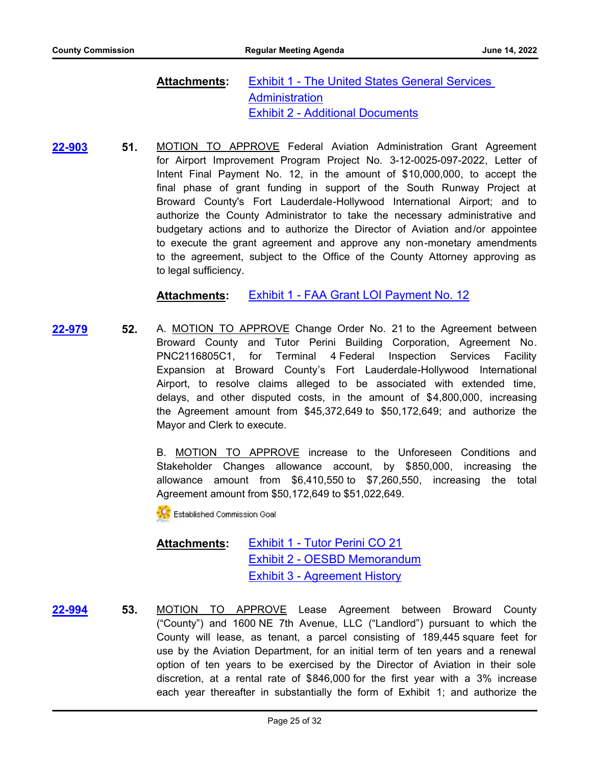**Attachments**: Exhibit 1 - The United States General Services Administration
Exhibit 2 - Additional Documents

**22-903** **51.** MOTION TO APPROVE Federal Aviation Administration Grant Agreement for Airport Improvement Program Project No. 3-12-0025-097-2022, Letter of Intent Final Payment No. 12, in the amount of $10,000,000, to accept the final phase of grant funding in support of the South Runway Project at Broward County's Fort Lauderdale-Hollywood International Airport; and to authorize the County Administrator to take the necessary administrative and budgetary actions and to authorize the Director of Aviation and/or appointee to execute the grant agreement and approve any non-monetary amendments to the agreement, subject to the Office of the County Attorney approving as to legal sufficiency.

**Attachments**: Exhibit 1 - FAA Grant LOI Payment No. 12

**22-979** **52.** A. MOTION TO APPROVE Change Order No. 21 to the Agreement between Broward County and Tutor Perini Building Corporation, Agreement No. PNC2116805C1, for Terminal 4 Federal Inspection Services Facility Expansion at Broward County's Fort Lauderdale-Hollywood International Airport, to resolve claims alleged to be associated with extended time, delays, and other disputed costs, in the amount of $4,800,000, increasing the Agreement amount from $45,372,649 to $50,172,649; and authorize the Mayor and Clerk to execute.

B. MOTION TO APPROVE increase to the Unforeseen Conditions and Stakeholder Changes allowance account, by $850,000, increasing the allowance amount from $6,410,550 to $7,260,550, increasing the total Agreement amount from $50,172,649 to $51,022,649.

Established Commission Goal

**Attachments**: Exhibit 1 - Tutor Perini CO 21
Exhibit 2 - OESBD Memorandum
Exhibit 3 - Agreement History

**22-994** **53.** MOTION TO APPROVE Lease Agreement between Broward County ("County") and 1600 NE 7th Avenue, LLC ("Landlord") pursuant to which the County will lease, as tenant, a parcel consisting of 189,445 square feet for use by the Aviation Department, for an initial term of ten years and a renewal option of ten years to be exercised by the Director of Aviation in their sole discretion, at a rental rate of $846,000 for the first year with a 3% increase each year thereafter in substantially the form of Exhibit 1; and authorize the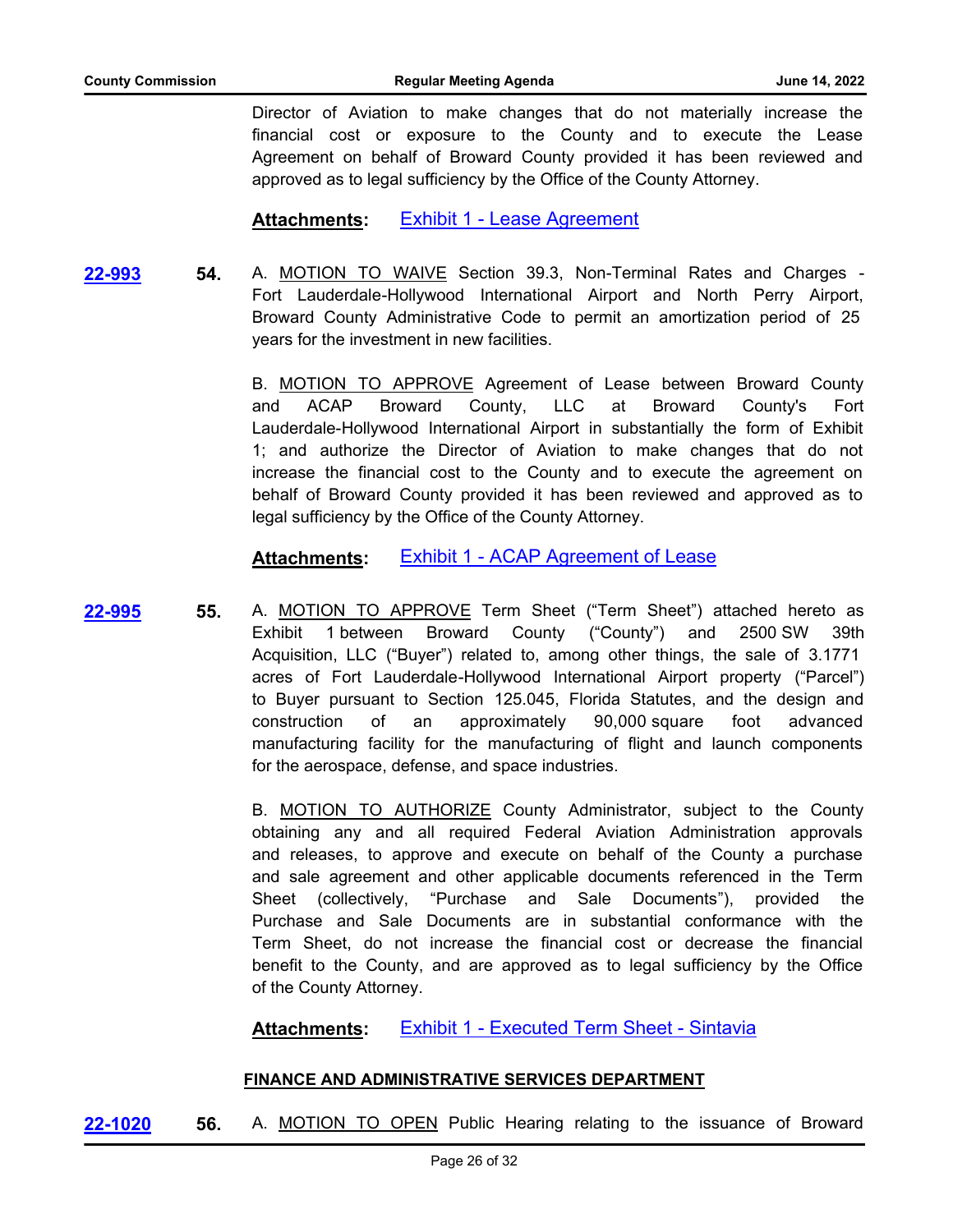Director of Aviation to make changes that do not materially increase the financial cost or exposure to the County and to execute the Lease Agreement on behalf of Broward County provided it has been reviewed and approved as to legal sufficiency by the Office of the County Attorney.

**Attachments:** Exhibit 1 - Lease Agreement

**22-993** **54.** A. MOTION TO WAIVE Section 39.3, Non-Terminal Rates and Charges - Fort Lauderdale-Hollywood International Airport and North Perry Airport, Broward County Administrative Code to permit an amortization period of 25 years for the investment in new facilities.

B. MOTION TO APPROVE Agreement of Lease between Broward County and ACAP Broward County, LLC at Broward County's Fort Lauderdale-Hollywood International Airport in substantially the form of Exhibit 1; and authorize the Director of Aviation to make changes that do not increase the financial cost to the County and to execute the agreement on behalf of Broward County provided it has been reviewed and approved as to legal sufficiency by the Office of the County Attorney.

**Attachments:** Exhibit 1 - ACAP Agreement of Lease

**22-995** **55.** A. MOTION TO APPROVE Term Sheet ("Term Sheet") attached hereto as Exhibit 1 between Broward County ("County") and 2500 SW 39th Acquisition, LLC ("Buyer") related to, among other things, the sale of 3.1771 acres of Fort Lauderdale-Hollywood International Airport property ("Parcel") to Buyer pursuant to Section 125.045, Florida Statutes, and the design and construction of an approximately 90,000 square foot advanced manufacturing facility for the manufacturing of flight and launch components for the aerospace, defense, and space industries.

B. MOTION TO AUTHORIZE County Administrator, subject to the County obtaining any and all required Federal Aviation Administration approvals and releases, to approve and execute on behalf of the County a purchase and sale agreement and other applicable documents referenced in the Term Sheet (collectively, "Purchase and Sale Documents"), provided the Purchase and Sale Documents are in substantial conformance with the Term Sheet, do not increase the financial cost or decrease the financial benefit to the County, and are approved as to legal sufficiency by the Office of the County Attorney.

**Attachments:** Exhibit 1 - Executed Term Sheet - Sintavia

## FINANCE AND ADMINISTRATIVE SERVICES DEPARTMENT

**22-1020** **56.** A. MOTION TO OPEN Public Hearing relating to the issuance of Broward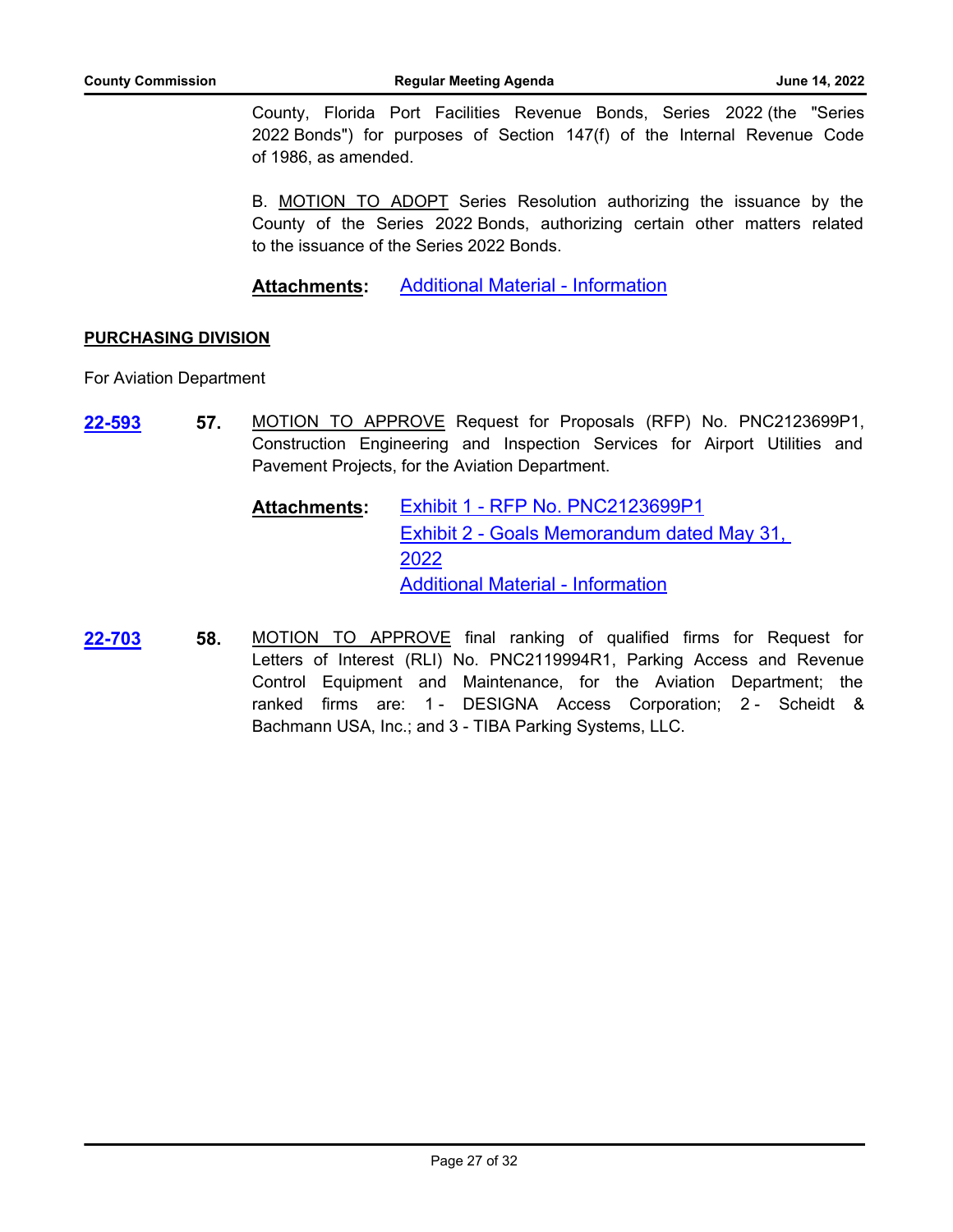County, Florida Port Facilities Revenue Bonds, Series 2022 (the "Series 2022 Bonds") for purposes of Section 147(f) of the Internal Revenue Code of 1986, as amended.

B. MOTION TO ADOPT Series Resolution authorizing the issuance by the County of the Series 2022 Bonds, authorizing certain other matters related to the issuance of the Series 2022 Bonds.

**Attachments:** Additional Material - Information

**PURCHASING DIVISION**

For Aviation Department

**22-593** **57.** MOTION TO APPROVE Request for Proposals (RFP) No. PNC2123699P1, Construction Engineering and Inspection Services for Airport Utilities and Pavement Projects, for the Aviation Department.

**Attachments:** Exhibit 1 - RFP No. PNC2123699P1
Exhibit 2 - Goals Memorandum dated May 31, 2022
Additional Material - Information

**22-703** **58.** MOTION TO APPROVE final ranking of qualified firms for Request for Letters of Interest (RLI) No. PNC2119994R1, Parking Access and Revenue Control Equipment and Maintenance, for the Aviation Department; the ranked firms are: 1 - DESIGNA Access Corporation; 2 - Scheidt & Bachmann USA, Inc.; and 3 - TIBA Parking Systems, LLC.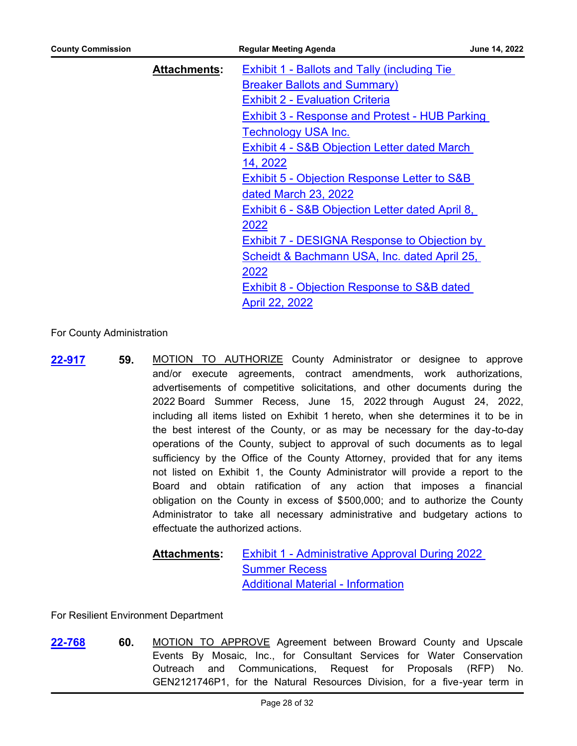**Attachments:**

Exhibit 1 - Ballots and Tally (including Tie Breaker Ballots and Summary)
Exhibit 2 - Evaluation Criteria
Exhibit 3 - Response and Protest - HUB Parking Technology USA Inc.
Exhibit 4 - S&B Objection Letter dated March 14, 2022
Exhibit 5 - Objection Response Letter to S&B dated March 23, 2022
Exhibit 6 - S&B Objection Letter dated April 8, 2022
Exhibit 7 - DESIGNA Response to Objection by Scheidt & Bachmann USA, Inc. dated April 25, 2022
Exhibit 8 - Objection Response to S&B dated April 22, 2022

For County Administration

**22-917** **59.** MOTION TO AUTHORIZE County Administrator or designee to approve and/or execute agreements, contract amendments, work authorizations, advertisements of competitive solicitations, and other documents during the 2022 Board Summer Recess, June 15, 2022 through August 24, 2022, including all items listed on Exhibit 1 hereto, when she determines it to be in the best interest of the County, or as may be necessary for the day-to-day operations of the County, subject to approval of such documents as to legal sufficiency by the Office of the County Attorney, provided that for any items not listed on Exhibit 1, the County Administrator will provide a report to the Board and obtain ratification of any action that imposes a financial obligation on the County in excess of $500,000; and to authorize the County Administrator to take all necessary administrative and budgetary actions to effectuate the authorized actions.

**Attachments:**

Exhibit 1 - Administrative Approval During 2022 Summer Recess
Additional Material - Information

For Resilient Environment Department

**22-768** **60.** MOTION TO APPROVE Agreement between Broward County and Upscale Events By Mosaic, Inc., for Consultant Services for Water Conservation Outreach and Communications, Request for Proposals (RFP) No. GEN2121746P1, for the Natural Resources Division, for a five-year term in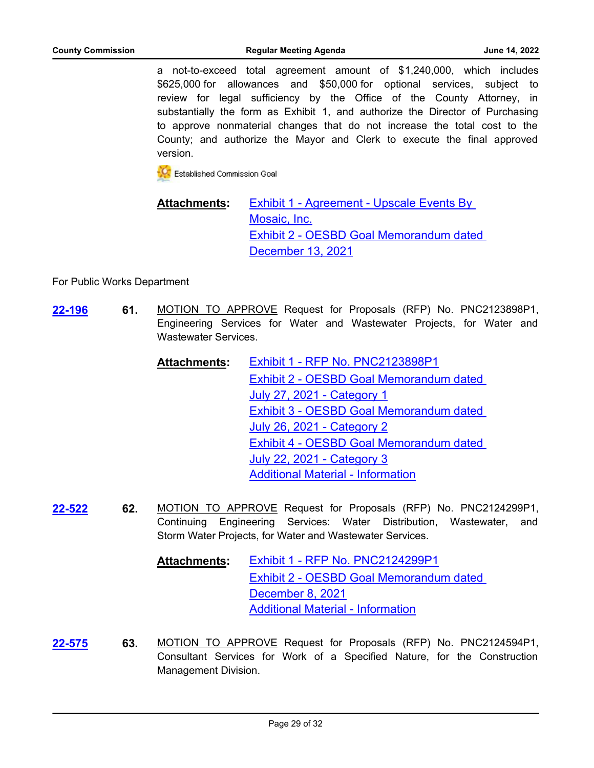a not-to-exceed total agreement amount of $1,240,000, which includes $625,000 for allowances and $50,000 for optional services, subject to review for legal sufficiency by the Office of the County Attorney, in substantially the form as Exhibit 1, and authorize the Director of Purchasing to approve nonmaterial changes that do not increase the total cost to the County; and authorize the Mayor and Clerk to execute the final approved version.

Established Commission Goal

**Attachments:** Exhibit 1 - Agreement - Upscale Events By Mosaic, Inc.
Exhibit 2 - OESBD Goal Memorandum dated December 13, 2021

For Public Works Department

**22-196** **61.** MOTION TO APPROVE Request for Proposals (RFP) No. PNC2123898P1, Engineering Services for Water and Wastewater Projects, for Water and Wastewater Services.

**Attachments:** Exhibit 1 - RFP No. PNC2123898P1
Exhibit 2 - OESBD Goal Memorandum dated July 27, 2021 - Category 1
Exhibit 3 - OESBD Goal Memorandum dated July 26, 2021 - Category 2
Exhibit 4 - OESBD Goal Memorandum dated July 22, 2021 - Category 3
Additional Material - Information

**22-522** **62.** MOTION TO APPROVE Request for Proposals (RFP) No. PNC2124299P1, Continuing Engineering Services: Water Distribution, Wastewater, and Storm Water Projects, for Water and Wastewater Services.

**Attachments:** Exhibit 1 - RFP No. PNC2124299P1
Exhibit 2 - OESBD Goal Memorandum dated December 8, 2021
Additional Material - Information

**22-575** **63.** MOTION TO APPROVE Request for Proposals (RFP) No. PNC2124594P1, Consultant Services for Work of a Specified Nature, for the Construction Management Division.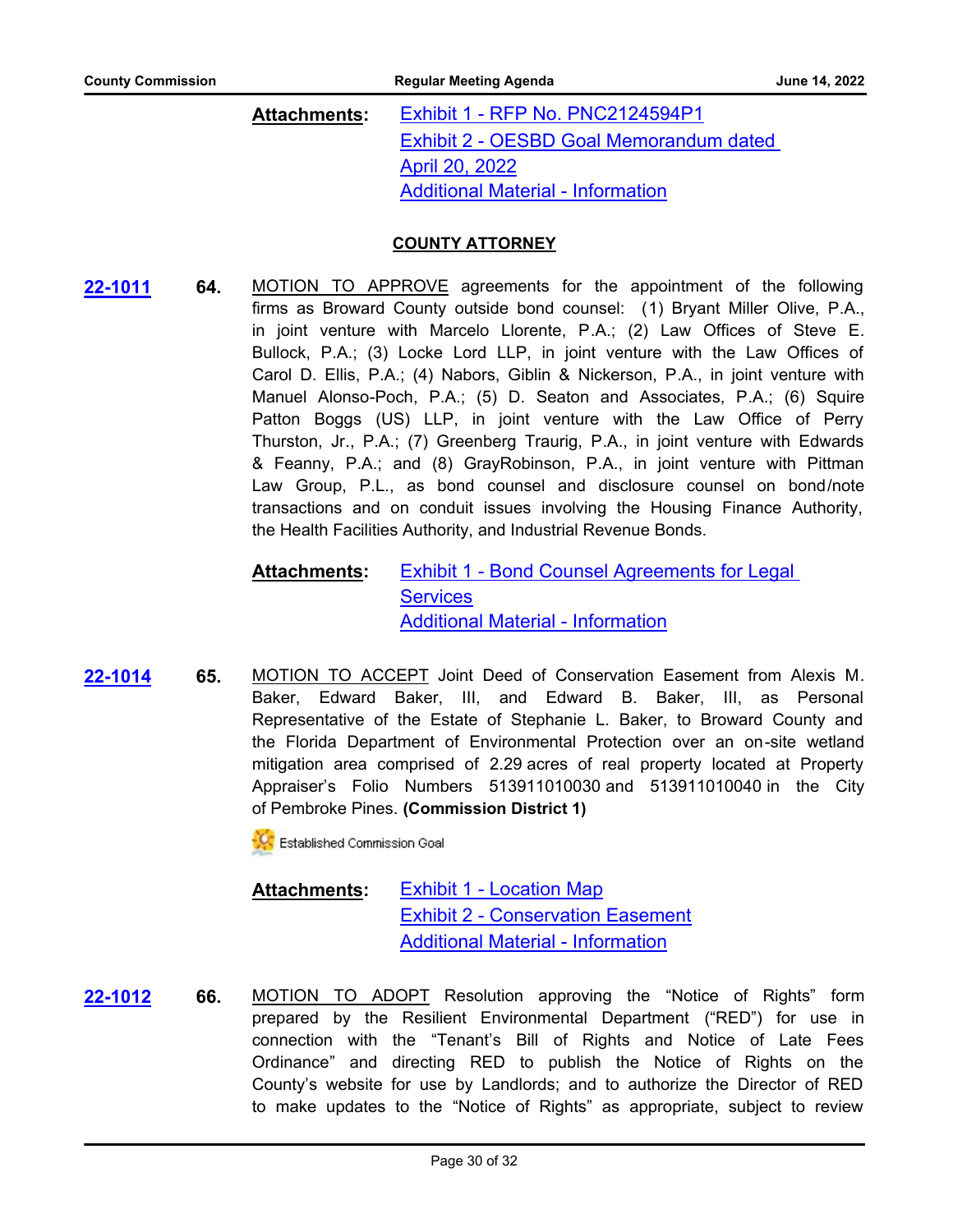**Attachments:** Exhibit 1 - RFP No. PNC2124594P1
Exhibit 2 - OESBD Goal Memorandum dated April 20, 2022
Additional Material - Information

## COUNTY ATTORNEY

**22-1011** **64.** MOTION TO APPROVE agreements for the appointment of the following firms as Broward County outside bond counsel: (1) Bryant Miller Olive, P.A., in joint venture with Marcelo Llorente, P.A.; (2) Law Offices of Steve E. Bullock, P.A.; (3) Locke Lord LLP, in joint venture with the Law Offices of Carol D. Ellis, P.A.; (4) Nabors, Giblin & Nickerson, P.A., in joint venture with Manuel Alonso-Poch, P.A.; (5) D. Seaton and Associates, P.A.; (6) Squire Patton Boggs (US) LLP, in joint venture with the Law Office of Perry Thurston, Jr., P.A.; (7) Greenberg Traurig, P.A., in joint venture with Edwards & Feanny, P.A.; and (8) GrayRobinson, P.A., in joint venture with Pittman Law Group, P.L., as bond counsel and disclosure counsel on bond/note transactions and on conduit issues involving the Housing Finance Authority, the Health Facilities Authority, and Industrial Revenue Bonds.

**Attachments:** Exhibit 1 - Bond Counsel Agreements for Legal Services
Additional Material - Information

**22-1014** **65.** MOTION TO ACCEPT Joint Deed of Conservation Easement from Alexis M. Baker, Edward Baker, III, and Edward B. Baker, III, as Personal Representative of the Estate of Stephanie L. Baker, to Broward County and the Florida Department of Environmental Protection over an on-site wetland mitigation area comprised of 2.29 acres of real property located at Property Appraiser's Folio Numbers 513911010030 and 513911010040 in the City of Pembroke Pines. **(Commission District 1)**

Established Commission Goal

**Attachments:** Exhibit 1 - Location Map
Exhibit 2 - Conservation Easement
Additional Material - Information

**22-1012** **66.** MOTION TO ADOPT Resolution approving the "Notice of Rights" form prepared by the Resilient Environmental Department ("RED") for use in connection with the "Tenant's Bill of Rights and Notice of Late Fees Ordinance" and directing RED to publish the Notice of Rights on the County's website for use by Landlords; and to authorize the Director of RED to make updates to the "Notice of Rights" as appropriate, subject to review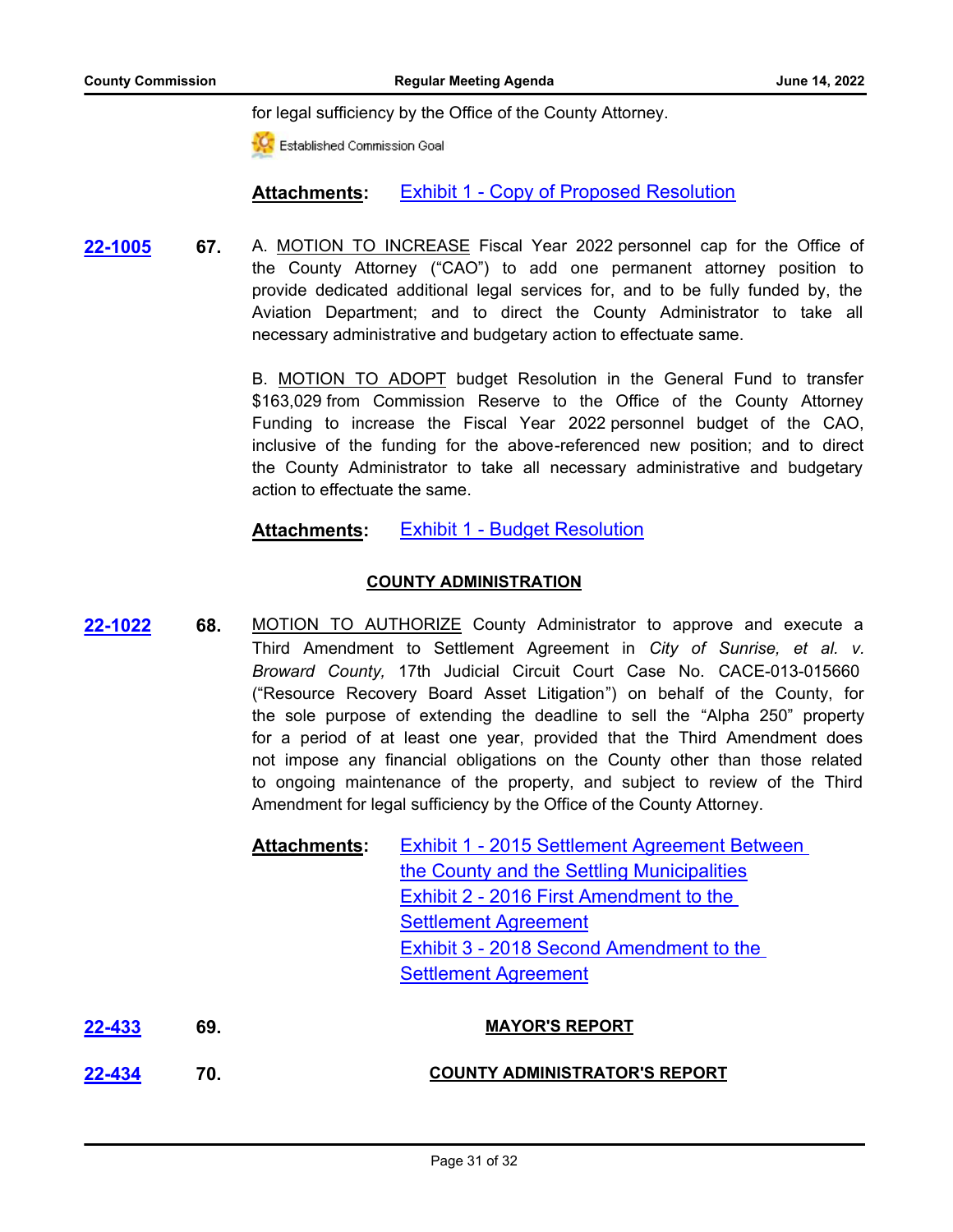for legal sufficiency by the Office of the County Attorney.

Established Commission Goal

**Attachments:** Exhibit 1 - Copy of Proposed Resolution

**22-1005** **67.** A. MOTION TO INCREASE Fiscal Year 2022 personnel cap for the Office of the County Attorney ("CAO") to add one permanent attorney position to provide dedicated additional legal services for, and to be fully funded by, the Aviation Department; and to direct the County Administrator to take all necessary administrative and budgetary action to effectuate same.

B. MOTION TO ADOPT budget Resolution in the General Fund to transfer $163,029 from Commission Reserve to the Office of the County Attorney Funding to increase the Fiscal Year 2022 personnel budget of the CAO, inclusive of the funding for the above-referenced new position; and to direct the County Administrator to take all necessary administrative and budgetary action to effectuate the same.

**Attachments:** Exhibit 1 - Budget Resolution

## COUNTY ADMINISTRATION

**22-1022** **68.** MOTION TO AUTHORIZE County Administrator to approve and execute a Third Amendment to Settlement Agreement in *City of Sunrise, et al. v. Broward County,* 17th Judicial Circuit Court Case No. CACE-013-015660 ("Resource Recovery Board Asset Litigation") on behalf of the County, for the sole purpose of extending the deadline to sell the "Alpha 250" property for a period of at least one year, provided that the Third Amendment does not impose any financial obligations on the County other than those related to ongoing maintenance of the property, and subject to review of the Third Amendment for legal sufficiency by the Office of the County Attorney.

**Attachments:** Exhibit 1 - 2015 Settlement Agreement Between the County and the Settling Municipalities
Exhibit 2 - 2016 First Amendment to the Settlement Agreement
Exhibit 3 - 2018 Second Amendment to the Settlement Agreement

**22-433** **69.** **MAYOR'S REPORT**

**22-434** **70.** **COUNTY ADMINISTRATOR'S REPORT**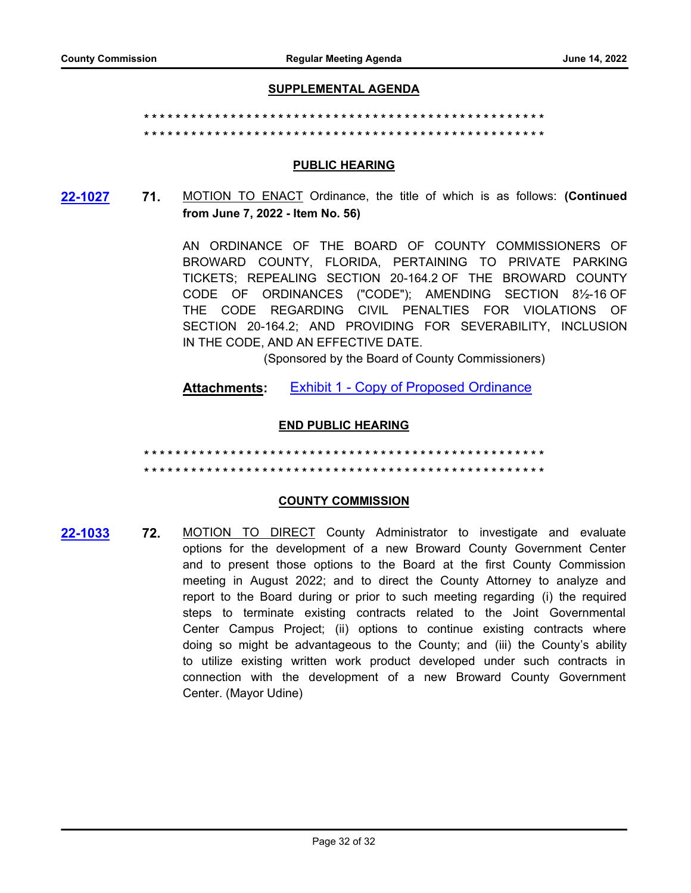## SUPPLEMENTAL AGENDA

* * * * * * * * * * * * * * * * * * * * * * * * * * * * * * * * * * * * * * * * * * * * * * * * * * * *
* * * * * * * * * * * * * * * * * * * * * * * * * * * * * * * * * * * * * * * * * * * * * * * * * * * *

## PUBLIC HEARING

**22-1027** **71.** MOTION TO ENACT Ordinance, the title of which is as follows: **(Continued from June 7, 2022 - Item No. 56)**

AN ORDINANCE OF THE BOARD OF COUNTY COMMISSIONERS OF BROWARD COUNTY, FLORIDA, PERTAINING TO PRIVATE PARKING TICKETS; REPEALING SECTION 20-164.2 OF THE BROWARD COUNTY CODE OF ORDINANCES ("CODE"); AMENDING SECTION 8½-16 OF THE CODE REGARDING CIVIL PENALTIES FOR VIOLATIONS OF SECTION 20-164.2; AND PROVIDING FOR SEVERABILITY, INCLUSION IN THE CODE, AND AN EFFECTIVE DATE.

(Sponsored by the Board of County Commissioners)

**Attachments:** Exhibit 1 - Copy of Proposed Ordinance

## END PUBLIC HEARING

* * * * * * * * * * * * * * * * * * * * * * * * * * * * * * * * * * * * * * * * * * * * * * * * * * * *
* * * * * * * * * * * * * * * * * * * * * * * * * * * * * * * * * * * * * * * * * * * * * * * * * * * *

## COUNTY COMMISSION

**22-1033** **72.** MOTION TO DIRECT County Administrator to investigate and evaluate options for the development of a new Broward County Government Center and to present those options to the Board at the first County Commission meeting in August 2022; and to direct the County Attorney to analyze and report to the Board during or prior to such meeting regarding (i) the required steps to terminate existing contracts related to the Joint Governmental Center Campus Project; (ii) options to continue existing contracts where doing so might be advantageous to the County; and (iii) the County's ability to utilize existing written work product developed under such contracts in connection with the development of a new Broward County Government Center. (Mayor Udine)